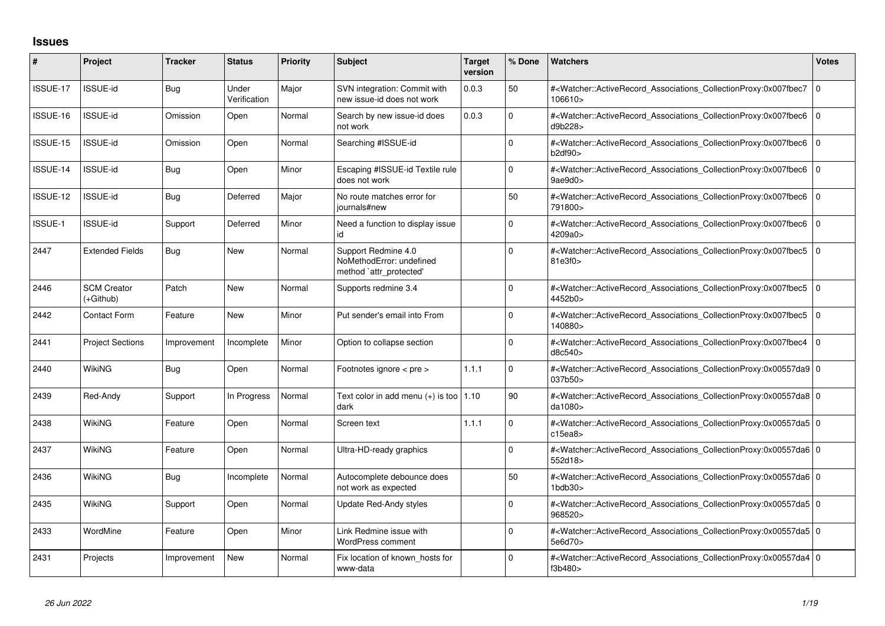## Issues

| # | Project | Tracker | Status | Priority | Subject | Target version | % Done | Watchers | Votes |
|---|---|---|---|---|---|---|---|---|---|
| ISSUE-17 | ISSUE-id | Bug | Under Verification | Major | SVN integration: Commit with new issue-id does not work | 0.0.3 | 50 | #<Watcher::ActiveRecord_Associations_CollectionProxy:0x007fbec7106610> | 0 |
| ISSUE-16 | ISSUE-id | Omission | Open | Normal | Search by new issue-id does not work | 0.0.3 | 0 | #<Watcher::ActiveRecord_Associations_CollectionProxy:0x007fbec6d9b228> | 0 |
| ISSUE-15 | ISSUE-id | Omission | Open | Normal | Searching #ISSUE-id | | 0 | #<Watcher::ActiveRecord_Associations_CollectionProxy:0x007fbec6b2df90> | 0 |
| ISSUE-14 | ISSUE-id | Bug | Open | Minor | Escaping #ISSUE-id Textile rule does not work | | 0 | #<Watcher::ActiveRecord_Associations_CollectionProxy:0x007fbec69ae9d0> | 0 |
| ISSUE-12 | ISSUE-id | Bug | Deferred | Major | No route matches error for journals#new | | 50 | #<Watcher::ActiveRecord_Associations_CollectionProxy:0x007fbec6791800> | 0 |
| ISSUE-1 | ISSUE-id | Support | Deferred | Minor | Need a function to display issue id | | 0 | #<Watcher::ActiveRecord_Associations_CollectionProxy:0x007fbec64209a0> | 0 |
| 2447 | Extended Fields | Bug | New | Normal | Support Redmine 4.0 NoMethodError: undefined method `attr_protected' | | 0 | #<Watcher::ActiveRecord_Associations_CollectionProxy:0x007fbec581e3f0> | 0 |
| 2446 | SCM Creator (+Github) | Patch | New | Normal | Supports redmine 3.4 | | 0 | #<Watcher::ActiveRecord_Associations_CollectionProxy:0x007fbec54452b0> | 0 |
| 2442 | Contact Form | Feature | New | Minor | Put sender's email into From | | 0 | #<Watcher::ActiveRecord_Associations_CollectionProxy:0x007fbec5140880> | 0 |
| 2441 | Project Sections | Improvement | Incomplete | Minor | Option to collapse section | | 0 | #<Watcher::ActiveRecord_Associations_CollectionProxy:0x007fbec4d8c540> | 0 |
| 2440 | WikiNG | Bug | Open | Normal | Footnotes ignore < pre > | 1.1.1 | 0 | #<Watcher::ActiveRecord_Associations_CollectionProxy:0x00557da9037b50> | 0 |
| 2439 | Red-Andy | Support | In Progress | Normal | Text color in add menu (+) is too dark | 1.10 | 90 | #<Watcher::ActiveRecord_Associations_CollectionProxy:0x00557da8da1080> | 0 |
| 2438 | WikiNG | Feature | Open | Normal | Screen text | 1.1.1 | 0 | #<Watcher::ActiveRecord_Associations_CollectionProxy:0x00557da5c15ea8> | 0 |
| 2437 | WikiNG | Feature | Open | Normal | Ultra-HD-ready graphics | | 0 | #<Watcher::ActiveRecord_Associations_CollectionProxy:0x00557da6552d18> | 0 |
| 2436 | WikiNG | Bug | Incomplete | Normal | Autocomplete debounce does not work as expected | | 50 | #<Watcher::ActiveRecord_Associations_CollectionProxy:0x00557da61bdb30> | 0 |
| 2435 | WikiNG | Support | Open | Normal | Update Red-Andy styles | | 0 | #<Watcher::ActiveRecord_Associations_CollectionProxy:0x00557da5968520> | 0 |
| 2433 | WordMine | Feature | Open | Minor | Link Redmine issue with WordPress comment | | 0 | #<Watcher::ActiveRecord_Associations_CollectionProxy:0x00557da55e6d70> | 0 |
| 2431 | Projects | Improvement | New | Normal | Fix location of known_hosts for www-data | | 0 | #<Watcher::ActiveRecord_Associations_CollectionProxy:0x00557da4f3b480> | 0 |

*26 Jun 2022*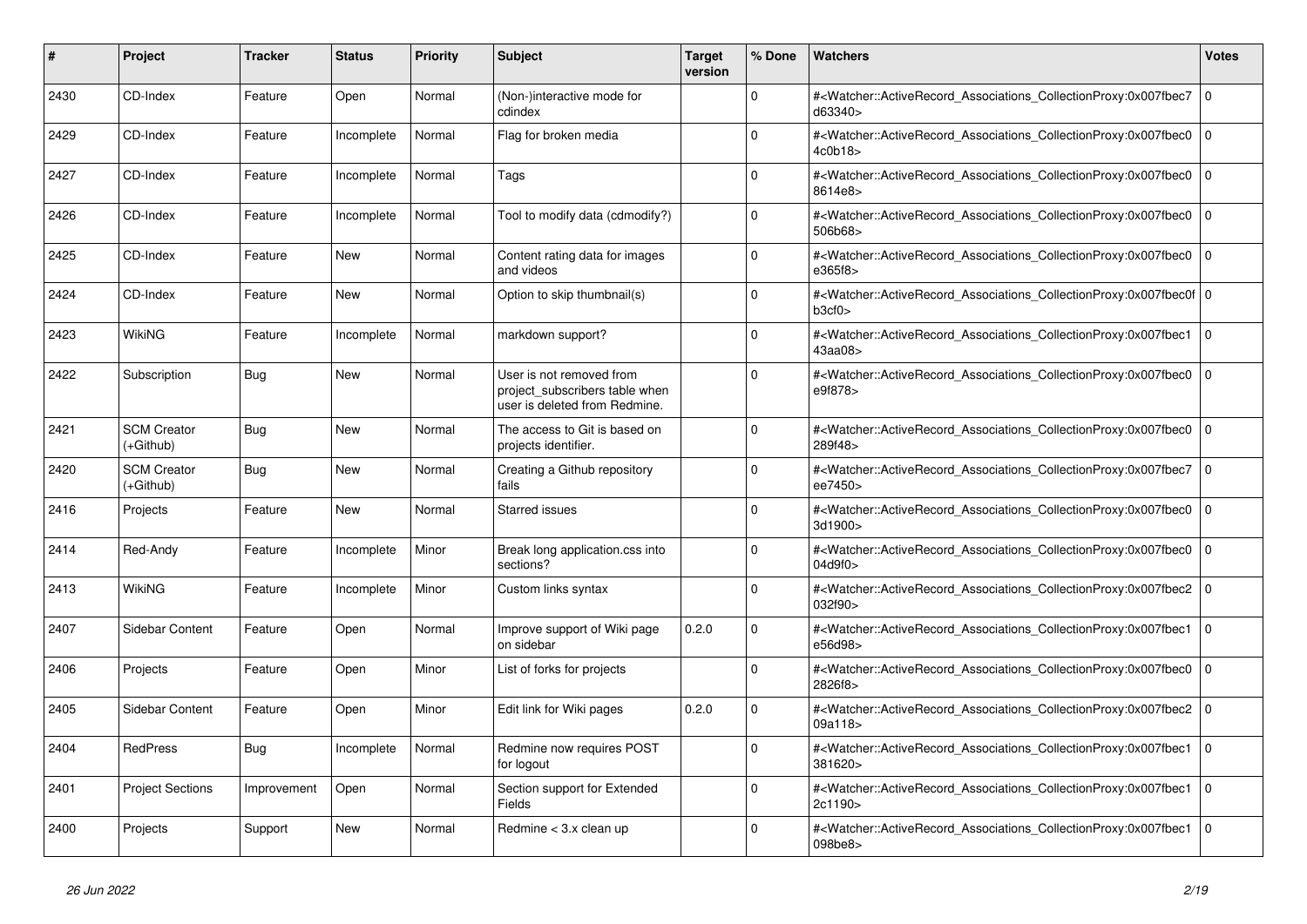| # | Project | Tracker | Status | Priority | Subject | Target version | % Done | Watchers | Votes |
|---|---|---|---|---|---|---|---|---|---|
| 2430 | CD-Index | Feature | Open | Normal | (Non-)interactive mode for cdindex | | 0 | #<Watcher::ActiveRecord_Associations_CollectionProxy:0x007fbec7d63340> | 0 |
| 2429 | CD-Index | Feature | Incomplete | Normal | Flag for broken media | | 0 | #<Watcher::ActiveRecord_Associations_CollectionProxy:0x007fbec04c0b18> | 0 |
| 2427 | CD-Index | Feature | Incomplete | Normal | Tags | | 0 | #<Watcher::ActiveRecord_Associations_CollectionProxy:0x007fbec08614e8> | 0 |
| 2426 | CD-Index | Feature | Incomplete | Normal | Tool to modify data (cdmodify?) | | 0 | #<Watcher::ActiveRecord_Associations_CollectionProxy:0x007fbec0506b68> | 0 |
| 2425 | CD-Index | Feature | New | Normal | Content rating data for images and videos | | 0 | #<Watcher::ActiveRecord_Associations_CollectionProxy:0x007fbec0e365f8> | 0 |
| 2424 | CD-Index | Feature | New | Normal | Option to skip thumbnail(s) | | 0 | #<Watcher::ActiveRecord_Associations_CollectionProxy:0x007fbec0fb3cf0> | 0 |
| 2423 | WikiNG | Feature | Incomplete | Normal | markdown support? | | 0 | #<Watcher::ActiveRecord_Associations_CollectionProxy:0x007fbec143aa08> | 0 |
| 2422 | Subscription | Bug | New | Normal | User is not removed from project_subscribers table when user is deleted from Redmine. | | 0 | #<Watcher::ActiveRecord_Associations_CollectionProxy:0x007fbec0e9f878> | 0 |
| 2421 | SCM Creator (+Github) | Bug | New | Normal | The access to Git is based on projects identifier. | | 0 | #<Watcher::ActiveRecord_Associations_CollectionProxy:0x007fbec0289f48> | 0 |
| 2420 | SCM Creator (+Github) | Bug | New | Normal | Creating a Github repository fails | | 0 | #<Watcher::ActiveRecord_Associations_CollectionProxy:0x007fbec7ee7450> | 0 |
| 2416 | Projects | Feature | New | Normal | Starred issues | | 0 | #<Watcher::ActiveRecord_Associations_CollectionProxy:0x007fbec03d1900> | 0 |
| 2414 | Red-Andy | Feature | Incomplete | Minor | Break long application.css into sections? | | 0 | #<Watcher::ActiveRecord_Associations_CollectionProxy:0x007fbec004d9f0> | 0 |
| 2413 | WikiNG | Feature | Incomplete | Minor | Custom links syntax | | 0 | #<Watcher::ActiveRecord_Associations_CollectionProxy:0x007fbec2032f90> | 0 |
| 2407 | Sidebar Content | Feature | Open | Normal | Improve support of Wiki page on sidebar | 0.2.0 | 0 | #<Watcher::ActiveRecord_Associations_CollectionProxy:0x007fbec1e56d98> | 0 |
| 2406 | Projects | Feature | Open | Minor | List of forks for projects | | 0 | #<Watcher::ActiveRecord_Associations_CollectionProxy:0x007fbec02826f8> | 0 |
| 2405 | Sidebar Content | Feature | Open | Minor | Edit link for Wiki pages | 0.2.0 | 0 | #<Watcher::ActiveRecord_Associations_CollectionProxy:0x007fbec209a118> | 0 |
| 2404 | RedPress | Bug | Incomplete | Normal | Redmine now requires POST for logout | | 0 | #<Watcher::ActiveRecord_Associations_CollectionProxy:0x007fbec1381620> | 0 |
| 2401 | Project Sections | Improvement | Open | Normal | Section support for Extended Fields | | 0 | #<Watcher::ActiveRecord_Associations_CollectionProxy:0x007fbec12c1190> | 0 |
| 2400 | Projects | Support | New | Normal | Redmine < 3.x clean up | | 0 | #<Watcher::ActiveRecord_Associations_CollectionProxy:0x007fbec1098be8> | 0 |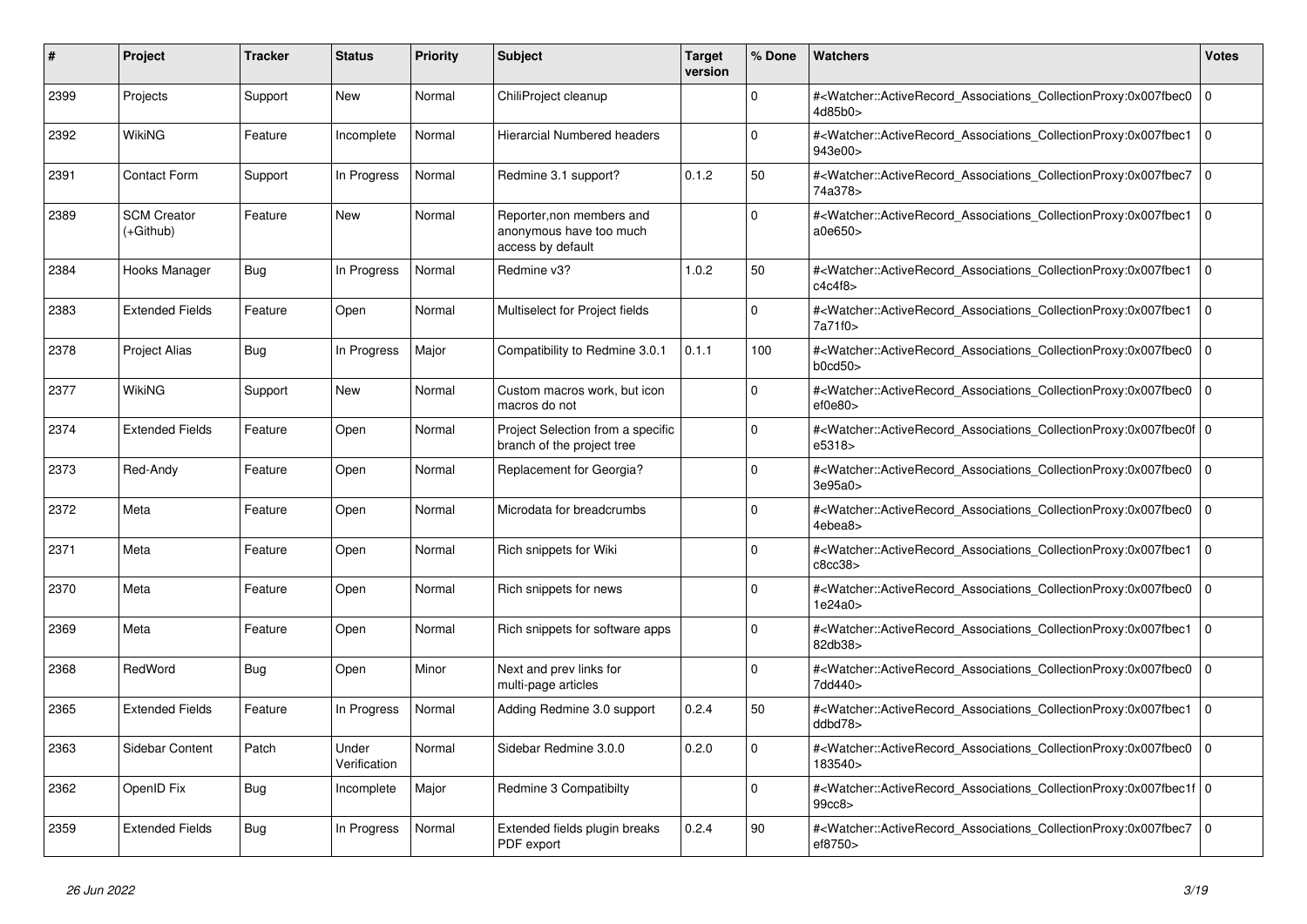| # | Project | Tracker | Status | Priority | Subject | Target version | % Done | Watchers | Votes |
|---|---|---|---|---|---|---|---|---|---|
| 2399 | Projects | Support | New | Normal | ChiliProject cleanup | | 0 | #<Watcher::ActiveRecord_Associations_CollectionProxy:0x007fbec04d85b0> | 0 |
| 2392 | WikiNG | Feature | Incomplete | Normal | Hierarcial Numbered headers | | 0 | #<Watcher::ActiveRecord_Associations_CollectionProxy:0x007fbec1943e00> | 0 |
| 2391 | Contact Form | Support | In Progress | Normal | Redmine 3.1 support? | 0.1.2 | 50 | #<Watcher::ActiveRecord_Associations_CollectionProxy:0x007fbec774a378> | 0 |
| 2389 | SCM Creator (+Github) | Feature | New | Normal | Reporter,non members and anonymous have too much access by default | | 0 | #<Watcher::ActiveRecord_Associations_CollectionProxy:0x007fbec1a0e650> | 0 |
| 2384 | Hooks Manager | Bug | In Progress | Normal | Redmine v3? | 1.0.2 | 50 | #<Watcher::ActiveRecord_Associations_CollectionProxy:0x007fbec1c4c4f8> | 0 |
| 2383 | Extended Fields | Feature | Open | Normal | Multiselect for Project fields | | 0 | #<Watcher::ActiveRecord_Associations_CollectionProxy:0x007fbec17a71f0> | 0 |
| 2378 | Project Alias | Bug | In Progress | Major | Compatibility to Redmine 3.0.1 | 0.1.1 | 100 | #<Watcher::ActiveRecord_Associations_CollectionProxy:0x007fbec0b0cd50> | 0 |
| 2377 | WikiNG | Support | New | Normal | Custom macros work, but icon macros do not | | 0 | #<Watcher::ActiveRecord_Associations_CollectionProxy:0x007fbec0ef0e80> | 0 |
| 2374 | Extended Fields | Feature | Open | Normal | Project Selection from a specific branch of the project tree | | 0 | #<Watcher::ActiveRecord_Associations_CollectionProxy:0x007fbec0fe5318> | 0 |
| 2373 | Red-Andy | Feature | Open | Normal | Replacement for Georgia? | | 0 | #<Watcher::ActiveRecord_Associations_CollectionProxy:0x007fbec03e95a0> | 0 |
| 2372 | Meta | Feature | Open | Normal | Microdata for breadcrumbs | | 0 | #<Watcher::ActiveRecord_Associations_CollectionProxy:0x007fbec04ebea8> | 0 |
| 2371 | Meta | Feature | Open | Normal | Rich snippets for Wiki | | 0 | #<Watcher::ActiveRecord_Associations_CollectionProxy:0x007fbec1c8cc38> | 0 |
| 2370 | Meta | Feature | Open | Normal | Rich snippets for news | | 0 | #<Watcher::ActiveRecord_Associations_CollectionProxy:0x007fbec01e24a0> | 0 |
| 2369 | Meta | Feature | Open | Normal | Rich snippets for software apps | | 0 | #<Watcher::ActiveRecord_Associations_CollectionProxy:0x007fbec182db38> | 0 |
| 2368 | RedWord | Bug | Open | Minor | Next and prev links for multi-page articles | | 0 | #<Watcher::ActiveRecord_Associations_CollectionProxy:0x007fbec07dd440> | 0 |
| 2365 | Extended Fields | Feature | In Progress | Normal | Adding Redmine 3.0 support | 0.2.4 | 50 | #<Watcher::ActiveRecord_Associations_CollectionProxy:0x007fbec1ddbd78> | 0 |
| 2363 | Sidebar Content | Patch | Under Verification | Normal | Sidebar Redmine 3.0.0 | 0.2.0 | 0 | #<Watcher::ActiveRecord_Associations_CollectionProxy:0x007fbec0183540> | 0 |
| 2362 | OpenID Fix | Bug | Incomplete | Major | Redmine 3 Compatibilty | | 0 | #<Watcher::ActiveRecord_Associations_CollectionProxy:0x007fbec1f99cc8> | 0 |
| 2359 | Extended Fields | Bug | In Progress | Normal | Extended fields plugin breaks PDF export | 0.2.4 | 90 | #<Watcher::ActiveRecord_Associations_CollectionProxy:0x007fbec7ef8750> | 0 |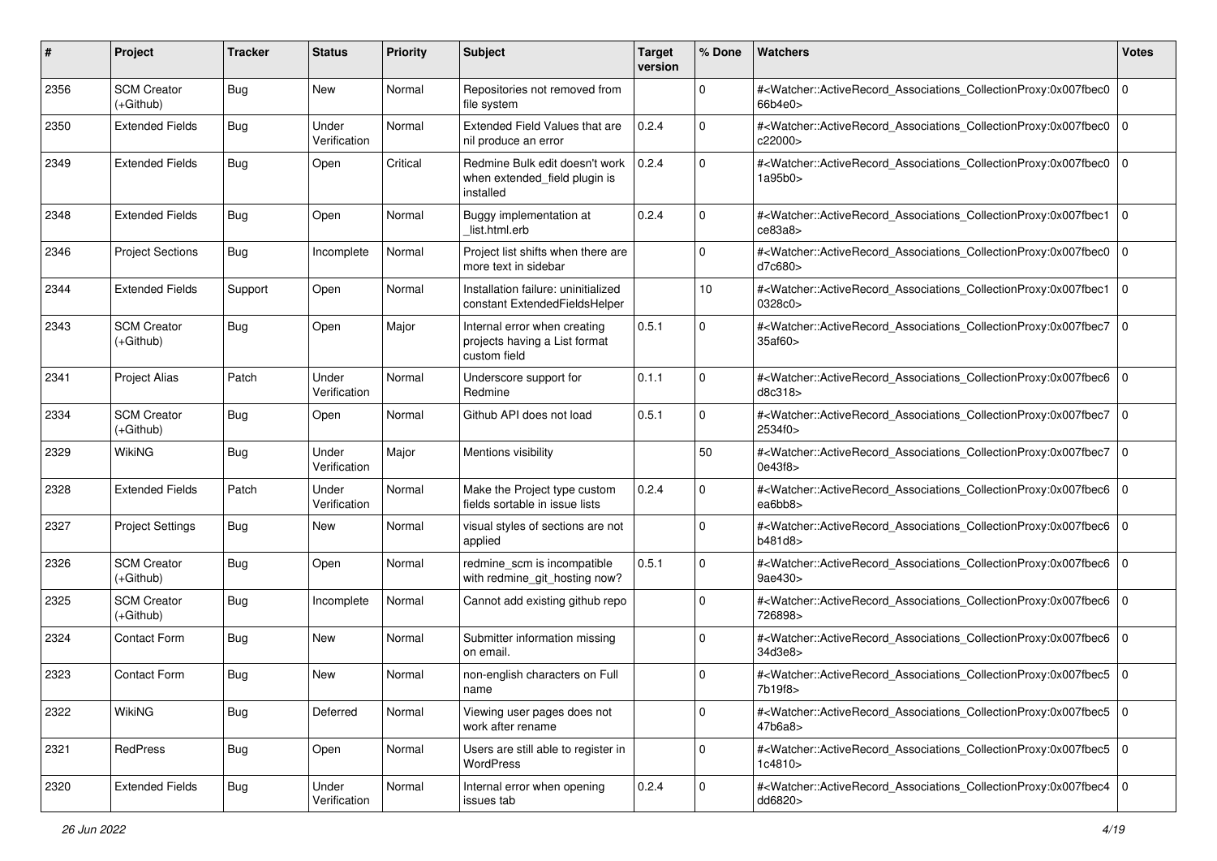| # | Project | Tracker | Status | Priority | Subject | Target version | % Done | Watchers | Votes |
|---|---|---|---|---|---|---|---|---|---|
| 2356 | SCM Creator (+Github) | Bug | New | Normal | Repositories not removed from file system | | 0 | #<Watcher::ActiveRecord_Associations_CollectionProxy:0x007fbec066b4e0> | 0 |
| 2350 | Extended Fields | Bug | Under Verification | Normal | Extended Field Values that are nil produce an error | 0.2.4 | 0 | #<Watcher::ActiveRecord_Associations_CollectionProxy:0x007fbec0c22000> | 0 |
| 2349 | Extended Fields | Bug | Open | Critical | Redmine Bulk edit doesn't work when extended_field plugin is installed | 0.2.4 | 0 | #<Watcher::ActiveRecord_Associations_CollectionProxy:0x007fbec01a95b0> | 0 |
| 2348 | Extended Fields | Bug | Open | Normal | Buggy implementation at _list.html.erb | 0.2.4 | 0 | #<Watcher::ActiveRecord_Associations_CollectionProxy:0x007fbec1ce83a8> | 0 |
| 2346 | Project Sections | Bug | Incomplete | Normal | Project list shifts when there are more text in sidebar | | 0 | #<Watcher::ActiveRecord_Associations_CollectionProxy:0x007fbec0d7c680> | 0 |
| 2344 | Extended Fields | Support | Open | Normal | Installation failure: uninitialized constant ExtendedFieldsHelper | | 10 | #<Watcher::ActiveRecord_Associations_CollectionProxy:0x007fbec10328c0> | 0 |
| 2343 | SCM Creator (+Github) | Bug | Open | Major | Internal error when creating projects having a List format custom field | 0.5.1 | 0 | #<Watcher::ActiveRecord_Associations_CollectionProxy:0x007fbec735af60> | 0 |
| 2341 | Project Alias | Patch | Under Verification | Normal | Underscore support for Redmine | 0.1.1 | 0 | #<Watcher::ActiveRecord_Associations_CollectionProxy:0x007fbec6d8c318> | 0 |
| 2334 | SCM Creator (+Github) | Bug | Open | Normal | Github API does not load | 0.5.1 | 0 | #<Watcher::ActiveRecord_Associations_CollectionProxy:0x007fbec72534f0> | 0 |
| 2329 | WikiNG | Bug | Under Verification | Major | Mentions visibility | | 50 | #<Watcher::ActiveRecord_Associations_CollectionProxy:0x007fbec70e43f8> | 0 |
| 2328 | Extended Fields | Patch | Under Verification | Normal | Make the Project type custom fields sortable in issue lists | 0.2.4 | 0 | #<Watcher::ActiveRecord_Associations_CollectionProxy:0x007fbec6ea6bb8> | 0 |
| 2327 | Project Settings | Bug | New | Normal | visual styles of sections are not applied | | 0 | #<Watcher::ActiveRecord_Associations_CollectionProxy:0x007fbec6b481d8> | 0 |
| 2326 | SCM Creator (+Github) | Bug | Open | Normal | redmine_scm is incompatible with redmine_git_hosting now? | 0.5.1 | 0 | #<Watcher::ActiveRecord_Associations_CollectionProxy:0x007fbec69ae430> | 0 |
| 2325 | SCM Creator (+Github) | Bug | Incomplete | Normal | Cannot add existing github repo | | 0 | #<Watcher::ActiveRecord_Associations_CollectionProxy:0x007fbec6726898> | 0 |
| 2324 | Contact Form | Bug | New | Normal | Submitter information missing on email. | | 0 | #<Watcher::ActiveRecord_Associations_CollectionProxy:0x007fbec634d3e8> | 0 |
| 2323 | Contact Form | Bug | New | Normal | non-english characters on Full name | | 0 | #<Watcher::ActiveRecord_Associations_CollectionProxy:0x007fbec57b19f8> | 0 |
| 2322 | WikiNG | Bug | Deferred | Normal | Viewing user pages does not work after rename | | 0 | #<Watcher::ActiveRecord_Associations_CollectionProxy:0x007fbec547b6a8> | 0 |
| 2321 | RedPress | Bug | Open | Normal | Users are still able to register in WordPress | | 0 | #<Watcher::ActiveRecord_Associations_CollectionProxy:0x007fbec51c4810> | 0 |
| 2320 | Extended Fields | Bug | Under Verification | Normal | Internal error when opening issues tab | 0.2.4 | 0 | #<Watcher::ActiveRecord_Associations_CollectionProxy:0x007fbec4dd6820> | 0 |

*26 Jun 2022*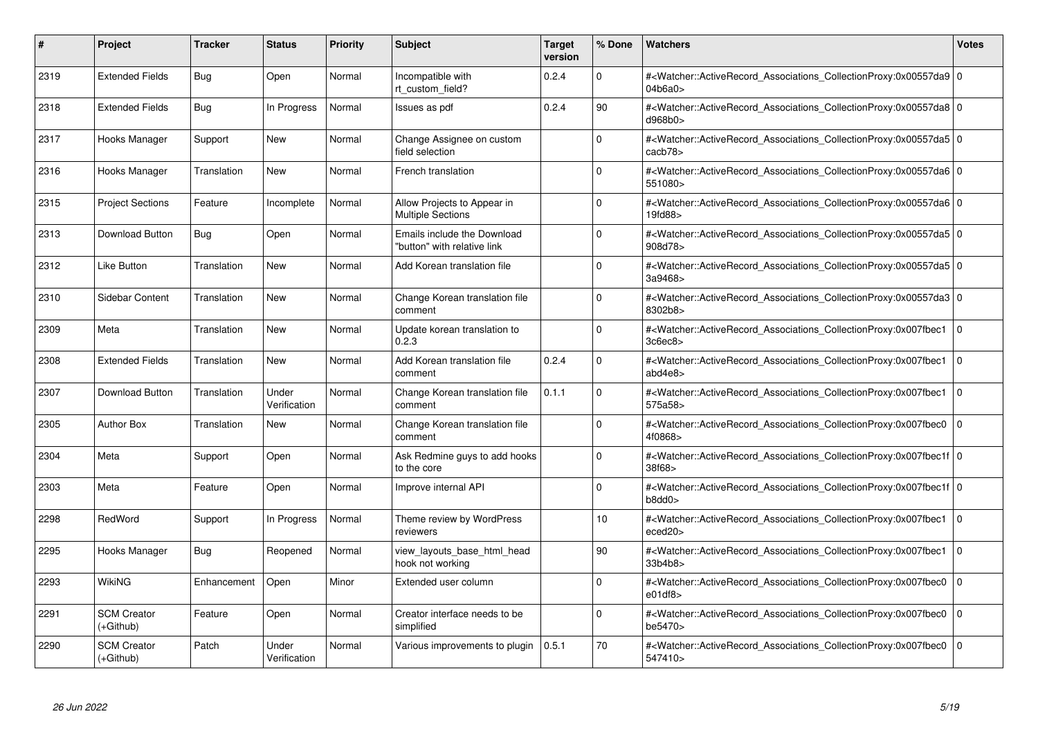| # | Project | Tracker | Status | Priority | Subject | Target version | % Done | Watchers | Votes |
|---|---|---|---|---|---|---|---|---|---|
| 2319 | Extended Fields | Bug | Open | Normal | Incompatible with rt_custom_field? | 0.2.4 | 0 | #<Watcher::ActiveRecord_Associations_CollectionProxy:0x00557da904b6a0> | 0 |
| 2318 | Extended Fields | Bug | In Progress | Normal | Issues as pdf | 0.2.4 | 90 | #<Watcher::ActiveRecord_Associations_CollectionProxy:0x00557da8d968b0> | 0 |
| 2317 | Hooks Manager | Support | New | Normal | Change Assignee on custom field selection | | 0 | #<Watcher::ActiveRecord_Associations_CollectionProxy:0x00557da5cacb78> | 0 |
| 2316 | Hooks Manager | Translation | New | Normal | French translation | | 0 | #<Watcher::ActiveRecord_Associations_CollectionProxy:0x00557da6551080> | 0 |
| 2315 | Project Sections | Feature | Incomplete | Normal | Allow Projects to Appear in Multiple Sections | | 0 | #<Watcher::ActiveRecord_Associations_CollectionProxy:0x00557da619fd88> | 0 |
| 2313 | Download Button | Bug | Open | Normal | Emails include the Download "button" with relative link | | 0 | #<Watcher::ActiveRecord_Associations_CollectionProxy:0x00557da5908d78> | 0 |
| 2312 | Like Button | Translation | New | Normal | Add Korean translation file | | 0 | #<Watcher::ActiveRecord_Associations_CollectionProxy:0x00557da53a9468> | 0 |
| 2310 | Sidebar Content | Translation | New | Normal | Change Korean translation file comment | | 0 | #<Watcher::ActiveRecord_Associations_CollectionProxy:0x00557da38302b8> | 0 |
| 2309 | Meta | Translation | New | Normal | Update korean translation to 0.2.3 | | 0 | #<Watcher::ActiveRecord_Associations_CollectionProxy:0x007fbec13c6ec8> | 0 |
| 2308 | Extended Fields | Translation | New | Normal | Add Korean translation file comment | 0.2.4 | 0 | #<Watcher::ActiveRecord_Associations_CollectionProxy:0x007fbec1abd4e8> | 0 |
| 2307 | Download Button | Translation | Under Verification | Normal | Change Korean translation file comment | 0.1.1 | 0 | #<Watcher::ActiveRecord_Associations_CollectionProxy:0x007fbec1575a58> | 0 |
| 2305 | Author Box | Translation | New | Normal | Change Korean translation file comment | | 0 | #<Watcher::ActiveRecord_Associations_CollectionProxy:0x007fbec04f0868> | 0 |
| 2304 | Meta | Support | Open | Normal | Ask Redmine guys to add hooks to the core | | 0 | #<Watcher::ActiveRecord_Associations_CollectionProxy:0x007fbec1f38f68> | 0 |
| 2303 | Meta | Feature | Open | Normal | Improve internal API | | 0 | #<Watcher::ActiveRecord_Associations_CollectionProxy:0x007fbec1fb8dd0> | 0 |
| 2298 | RedWord | Support | In Progress | Normal | Theme review by WordPress reviewers | | 10 | #<Watcher::ActiveRecord_Associations_CollectionProxy:0x007fbec1eced20> | 0 |
| 2295 | Hooks Manager | Bug | Reopened | Normal | view_layouts_base_html_head hook not working | | 90 | #<Watcher::ActiveRecord_Associations_CollectionProxy:0x007fbec133b4b8> | 0 |
| 2293 | WikiNG | Enhancement | Open | Minor | Extended user column | | 0 | #<Watcher::ActiveRecord_Associations_CollectionProxy:0x007fbec0e01df8> | 0 |
| 2291 | SCM Creator (+Github) | Feature | Open | Normal | Creator interface needs to be simplified | | 0 | #<Watcher::ActiveRecord_Associations_CollectionProxy:0x007fbec0be5470> | 0 |
| 2290 | SCM Creator (+Github) | Patch | Under Verification | Normal | Various improvements to plugin | 0.5.1 | 70 | #<Watcher::ActiveRecord_Associations_CollectionProxy:0x007fbec0547410> | 0 |

*26 Jun 2022*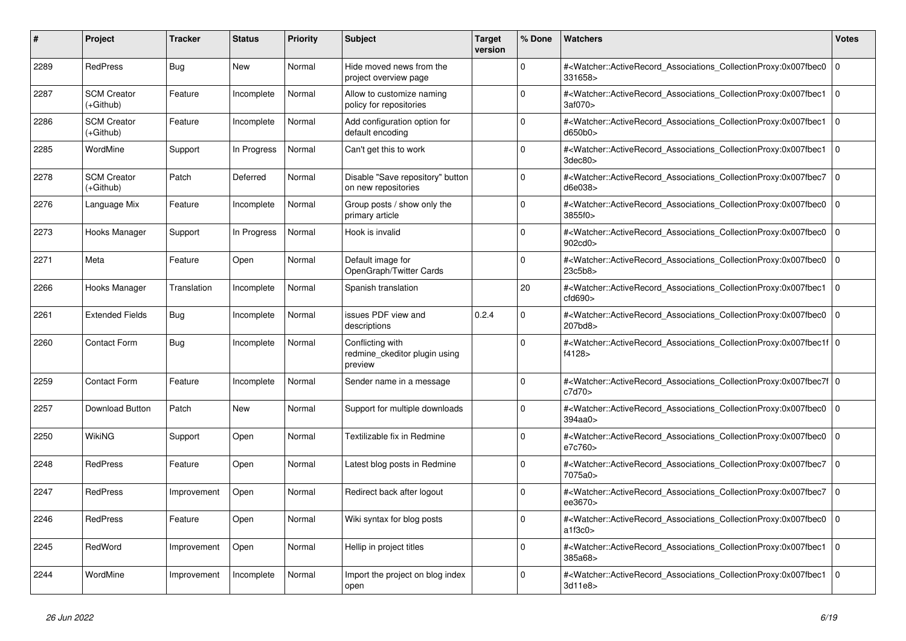| # | Project | Tracker | Status | Priority | Subject | Target version | % Done | Watchers | Votes |
|---|---|---|---|---|---|---|---|---|---|
| 2289 | RedPress | Bug | New | Normal | Hide moved news from the project overview page | | 0 | #<Watcher::ActiveRecord_Associations_CollectionProxy:0x007fbec0331658> | 0 |
| 2287 | SCM Creator (+Github) | Feature | Incomplete | Normal | Allow to customize naming policy for repositories | | 0 | #<Watcher::ActiveRecord_Associations_CollectionProxy:0x007fbec13af070> | 0 |
| 2286 | SCM Creator (+Github) | Feature | Incomplete | Normal | Add configuration option for default encoding | | 0 | #<Watcher::ActiveRecord_Associations_CollectionProxy:0x007fbec1d650b0> | 0 |
| 2285 | WordMine | Support | In Progress | Normal | Can't get this to work | | 0 | #<Watcher::ActiveRecord_Associations_CollectionProxy:0x007fbec13dec80> | 0 |
| 2278 | SCM Creator (+Github) | Patch | Deferred | Normal | Disable "Save repository" button on new repositories | | 0 | #<Watcher::ActiveRecord_Associations_CollectionProxy:0x007fbec7d6e038> | 0 |
| 2276 | Language Mix | Feature | Incomplete | Normal | Group posts / show only the primary article | | 0 | #<Watcher::ActiveRecord_Associations_CollectionProxy:0x007fbec03855f0> | 0 |
| 2273 | Hooks Manager | Support | In Progress | Normal | Hook is invalid | | 0 | #<Watcher::ActiveRecord_Associations_CollectionProxy:0x007fbec0902cd0> | 0 |
| 2271 | Meta | Feature | Open | Normal | Default image for OpenGraph/Twitter Cards | | 0 | #<Watcher::ActiveRecord_Associations_CollectionProxy:0x007fbec023c5b8> | 0 |
| 2266 | Hooks Manager | Translation | Incomplete | Normal | Spanish translation | | 20 | #<Watcher::ActiveRecord_Associations_CollectionProxy:0x007fbec1cfd690> | 0 |
| 2261 | Extended Fields | Bug | Incomplete | Normal | issues PDF view and descriptions | 0.2.4 | 0 | #<Watcher::ActiveRecord_Associations_CollectionProxy:0x007fbec0207bd8> | 0 |
| 2260 | Contact Form | Bug | Incomplete | Normal | Conflicting with redmine_ckeditor plugin using preview | | 0 | #<Watcher::ActiveRecord_Associations_CollectionProxy:0x007fbec1ff4128> | 0 |
| 2259 | Contact Form | Feature | Incomplete | Normal | Sender name in a message | | 0 | #<Watcher::ActiveRecord_Associations_CollectionProxy:0x007fbec7fc7d70> | 0 |
| 2257 | Download Button | Patch | New | Normal | Support for multiple downloads | | 0 | #<Watcher::ActiveRecord_Associations_CollectionProxy:0x007fbec0394aa0> | 0 |
| 2250 | WikiNG | Support | Open | Normal | Textilizable fix in Redmine | | 0 | #<Watcher::ActiveRecord_Associations_CollectionProxy:0x007fbec0e7c760> | 0 |
| 2248 | RedPress | Feature | Open | Normal | Latest blog posts in Redmine | | 0 | #<Watcher::ActiveRecord_Associations_CollectionProxy:0x007fbec77075a0> | 0 |
| 2247 | RedPress | Improvement | Open | Normal | Redirect back after logout | | 0 | #<Watcher::ActiveRecord_Associations_CollectionProxy:0x007fbec7ee3670> | 0 |
| 2246 | RedPress | Feature | Open | Normal | Wiki syntax for blog posts | | 0 | #<Watcher::ActiveRecord_Associations_CollectionProxy:0x007fbec0a1f3c0> | 0 |
| 2245 | RedWord | Improvement | Open | Normal | Hellip in project titles | | 0 | #<Watcher::ActiveRecord_Associations_CollectionProxy:0x007fbec1385a68> | 0 |
| 2244 | WordMine | Improvement | Incomplete | Normal | Import the project on blog index open | | 0 | #<Watcher::ActiveRecord_Associations_CollectionProxy:0x007fbec13d11e8> | 0 |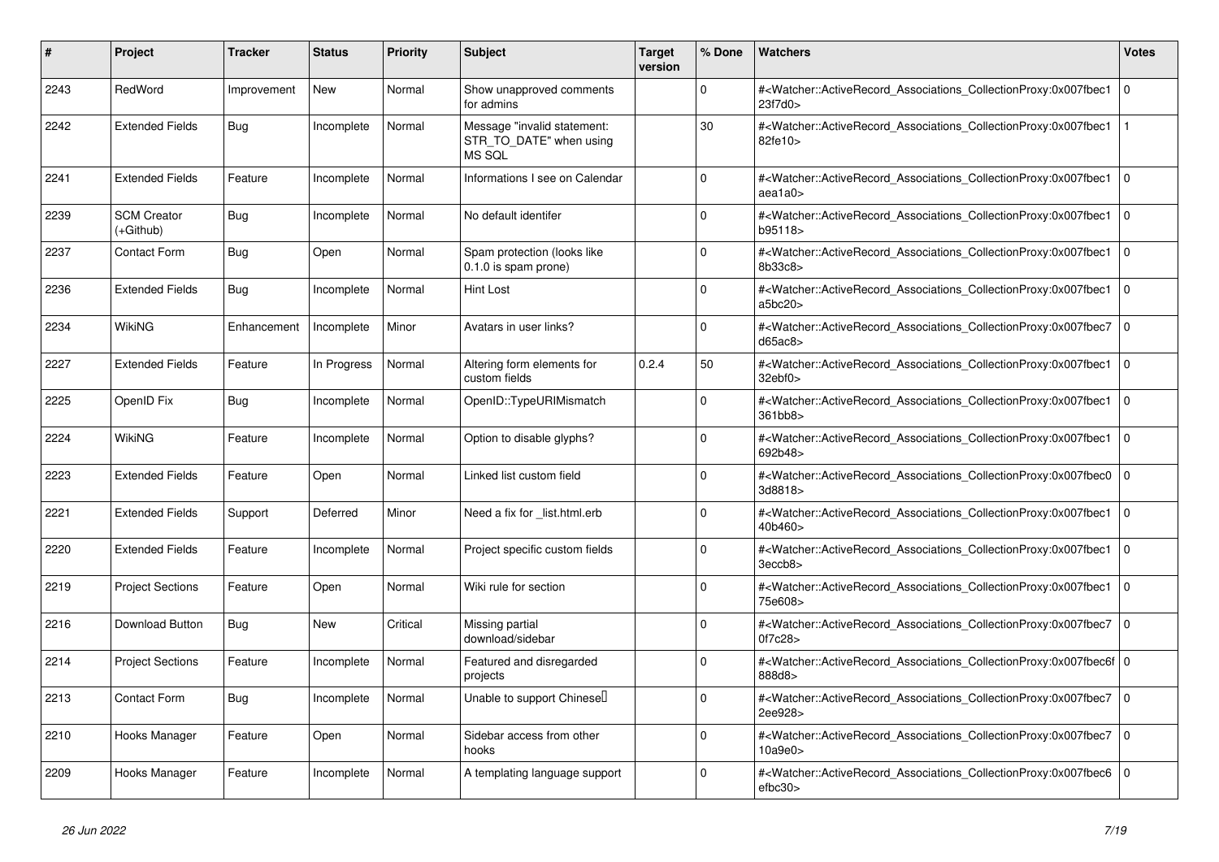| # | Project | Tracker | Status | Priority | Subject | Target version | % Done | Watchers | Votes |
|---|---|---|---|---|---|---|---|---|---|
| 2243 | RedWord | Improvement | New | Normal | Show unapproved comments for admins | | 0 | #<Watcher::ActiveRecord_Associations_CollectionProxy:0x007fbec123f7d0> | 0 |
| 2242 | Extended Fields | Bug | Incomplete | Normal | Message "invalid statement: STR_TO_DATE" when using MS SQL | | 30 | #<Watcher::ActiveRecord_Associations_CollectionProxy:0x007fbec182fe10> | 1 |
| 2241 | Extended Fields | Feature | Incomplete | Normal | Informations I see on Calendar | | 0 | #<Watcher::ActiveRecord_Associations_CollectionProxy:0x007fbec1aea1a0> | 0 |
| 2239 | SCM Creator (+Github) | Bug | Incomplete | Normal | No default identifer | | 0 | #<Watcher::ActiveRecord_Associations_CollectionProxy:0x007fbec1b95118> | 0 |
| 2237 | Contact Form | Bug | Open | Normal | Spam protection (looks like 0.1.0 is spam prone) | | 0 | #<Watcher::ActiveRecord_Associations_CollectionProxy:0x007fbec18b33c8> | 0 |
| 2236 | Extended Fields | Bug | Incomplete | Normal | Hint Lost | | 0 | #<Watcher::ActiveRecord_Associations_CollectionProxy:0x007fbec1a5bc20> | 0 |
| 2234 | WikiNG | Enhancement | Incomplete | Minor | Avatars in user links? | | 0 | #<Watcher::ActiveRecord_Associations_CollectionProxy:0x007fbec7d65ac8> | 0 |
| 2227 | Extended Fields | Feature | In Progress | Normal | Altering form elements for custom fields | 0.2.4 | 50 | #<Watcher::ActiveRecord_Associations_CollectionProxy:0x007fbec132ebf0> | 0 |
| 2225 | OpenID Fix | Bug | Incomplete | Normal | OpenID::TypeURIMismatch | | 0 | #<Watcher::ActiveRecord_Associations_CollectionProxy:0x007fbec1361bb8> | 0 |
| 2224 | WikiNG | Feature | Incomplete | Normal | Option to disable glyphs? | | 0 | #<Watcher::ActiveRecord_Associations_CollectionProxy:0x007fbec1692b48> | 0 |
| 2223 | Extended Fields | Feature | Open | Normal | Linked list custom field | | 0 | #<Watcher::ActiveRecord_Associations_CollectionProxy:0x007fbec03d8818> | 0 |
| 2221 | Extended Fields | Support | Deferred | Minor | Need a fix for _list.html.erb | | 0 | #<Watcher::ActiveRecord_Associations_CollectionProxy:0x007fbec140b460> | 0 |
| 2220 | Extended Fields | Feature | Incomplete | Normal | Project specific custom fields | | 0 | #<Watcher::ActiveRecord_Associations_CollectionProxy:0x007fbec13eccb8> | 0 |
| 2219 | Project Sections | Feature | Open | Normal | Wiki rule for section | | 0 | #<Watcher::ActiveRecord_Associations_CollectionProxy:0x007fbec175e608> | 0 |
| 2216 | Download Button | Bug | New | Critical | Missing partial download/sidebar | | 0 | #<Watcher::ActiveRecord_Associations_CollectionProxy:0x007fbec70f7c28> | 0 |
| 2214 | Project Sections | Feature | Incomplete | Normal | Featured and disregarded projects | | 0 | #<Watcher::ActiveRecord_Associations_CollectionProxy:0x007fbec6f888d8> | 0 |
| 2213 | Contact Form | Bug | Incomplete | Normal | Unable to support Chinese | | 0 | #<Watcher::ActiveRecord_Associations_CollectionProxy:0x007fbec72ee928> | 0 |
| 2210 | Hooks Manager | Feature | Open | Normal | Sidebar access from other hooks | | 0 | #<Watcher::ActiveRecord_Associations_CollectionProxy:0x007fbec710a9e0> | 0 |
| 2209 | Hooks Manager | Feature | Incomplete | Normal | A templating language support | | 0 | #<Watcher::ActiveRecord_Associations_CollectionProxy:0x007fbec6efbc30> | 0 |

*26 Jun 2022*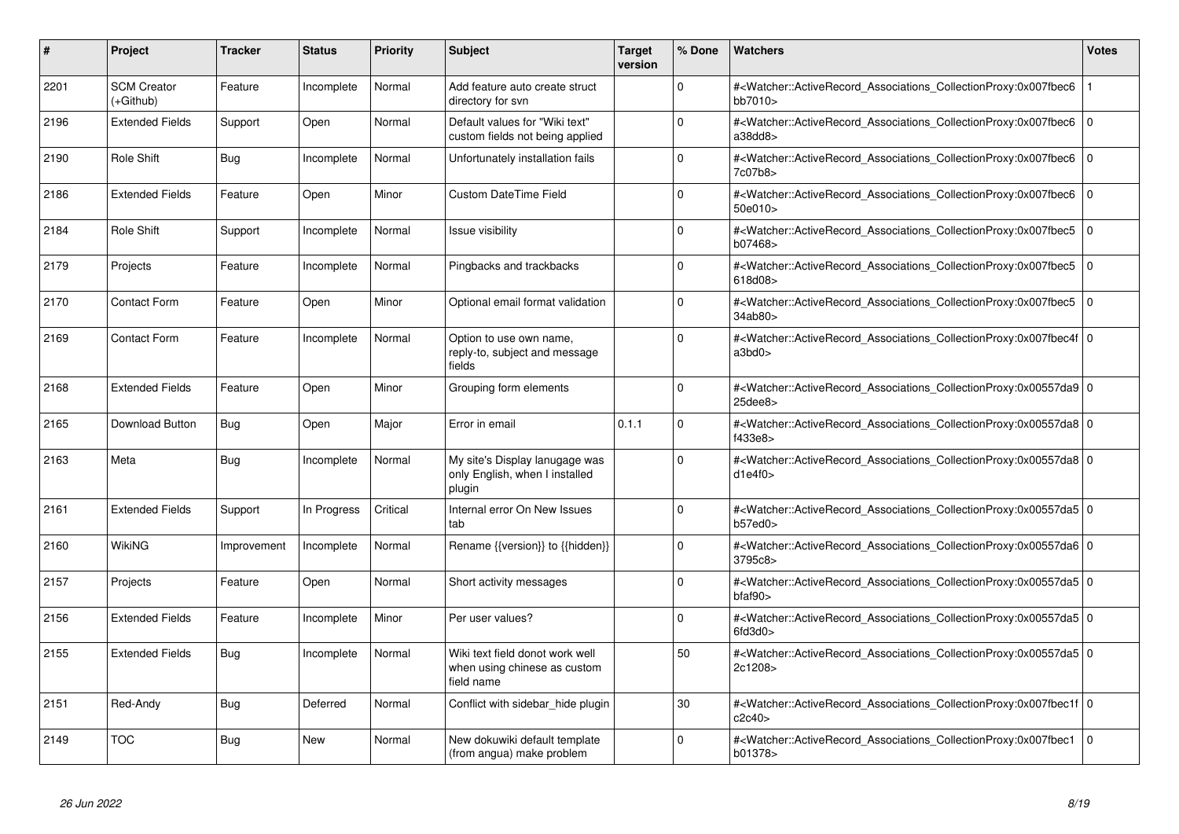| # | Project | Tracker | Status | Priority | Subject | Target version | % Done | Watchers | Votes |
|---|---|---|---|---|---|---|---|---|---|
| 2201 | SCM Creator (+Github) | Feature | Incomplete | Normal | Add feature auto create struct directory for svn | | 0 | #<Watcher::ActiveRecord_Associations_CollectionProxy:0x007fbec6bb7010> | 1 |
| 2196 | Extended Fields | Support | Open | Normal | Default values for "Wiki text" custom fields not being applied | | 0 | #<Watcher::ActiveRecord_Associations_CollectionProxy:0x007fbec6a38dd8> | 0 |
| 2190 | Role Shift | Bug | Incomplete | Normal | Unfortunately installation fails | | 0 | #<Watcher::ActiveRecord_Associations_CollectionProxy:0x007fbec67c07b8> | 0 |
| 2186 | Extended Fields | Feature | Open | Minor | Custom DateTime Field | | 0 | #<Watcher::ActiveRecord_Associations_CollectionProxy:0x007fbec650e010> | 0 |
| 2184 | Role Shift | Support | Incomplete | Normal | Issue visibility | | 0 | #<Watcher::ActiveRecord_Associations_CollectionProxy:0x007fbec5b07468> | 0 |
| 2179 | Projects | Feature | Incomplete | Normal | Pingbacks and trackbacks | | 0 | #<Watcher::ActiveRecord_Associations_CollectionProxy:0x007fbec5618d08> | 0 |
| 2170 | Contact Form | Feature | Open | Minor | Optional email format validation | | 0 | #<Watcher::ActiveRecord_Associations_CollectionProxy:0x007fbec534ab80> | 0 |
| 2169 | Contact Form | Feature | Incomplete | Normal | Option to use own name, reply-to, subject and message fields | | 0 | #<Watcher::ActiveRecord_Associations_CollectionProxy:0x007fbec4fa3bd0> | 0 |
| 2168 | Extended Fields | Feature | Open | Minor | Grouping form elements | | 0 | #<Watcher::ActiveRecord_Associations_CollectionProxy:0x00557da925dee8> | 0 |
| 2165 | Download Button | Bug | Open | Major | Error in email | 0.1.1 | 0 | #<Watcher::ActiveRecord_Associations_CollectionProxy:0x00557da8f433e8> | 0 |
| 2163 | Meta | Bug | Incomplete | Normal | My site's Display lanugage was only English, when I installed plugin | | 0 | #<Watcher::ActiveRecord_Associations_CollectionProxy:0x00557da8d1e4f0> | 0 |
| 2161 | Extended Fields | Support | In Progress | Critical | Internal error On New Issues tab | | 0 | #<Watcher::ActiveRecord_Associations_CollectionProxy:0x00557da5b57ed0> | 0 |
| 2160 | WikiNG | Improvement | Incomplete | Normal | Rename {{version}} to {{hidden}} | | 0 | #<Watcher::ActiveRecord_Associations_CollectionProxy:0x00557da63795c8> | 0 |
| 2157 | Projects | Feature | Open | Normal | Short activity messages | | 0 | #<Watcher::ActiveRecord_Associations_CollectionProxy:0x00557da5bfaf90> | 0 |
| 2156 | Extended Fields | Feature | Incomplete | Minor | Per user values? | | 0 | #<Watcher::ActiveRecord_Associations_CollectionProxy:0x00557da56fd3d0> | 0 |
| 2155 | Extended Fields | Bug | Incomplete | Normal | Wiki text field donot work well when using chinese as custom field name | | 50 | #<Watcher::ActiveRecord_Associations_CollectionProxy:0x00557da52c1208> | 0 |
| 2151 | Red-Andy | Bug | Deferred | Normal | Conflict with sidebar_hide plugin | | 30 | #<Watcher::ActiveRecord_Associations_CollectionProxy:0x007fbec1fc2c40> | 0 |
| 2149 | TOC | Bug | New | Normal | New dokuwiki default template (from angua) make problem | | 0 | #<Watcher::ActiveRecord_Associations_CollectionProxy:0x007fbec1b01378> | 0 |

*26 Jun 2022*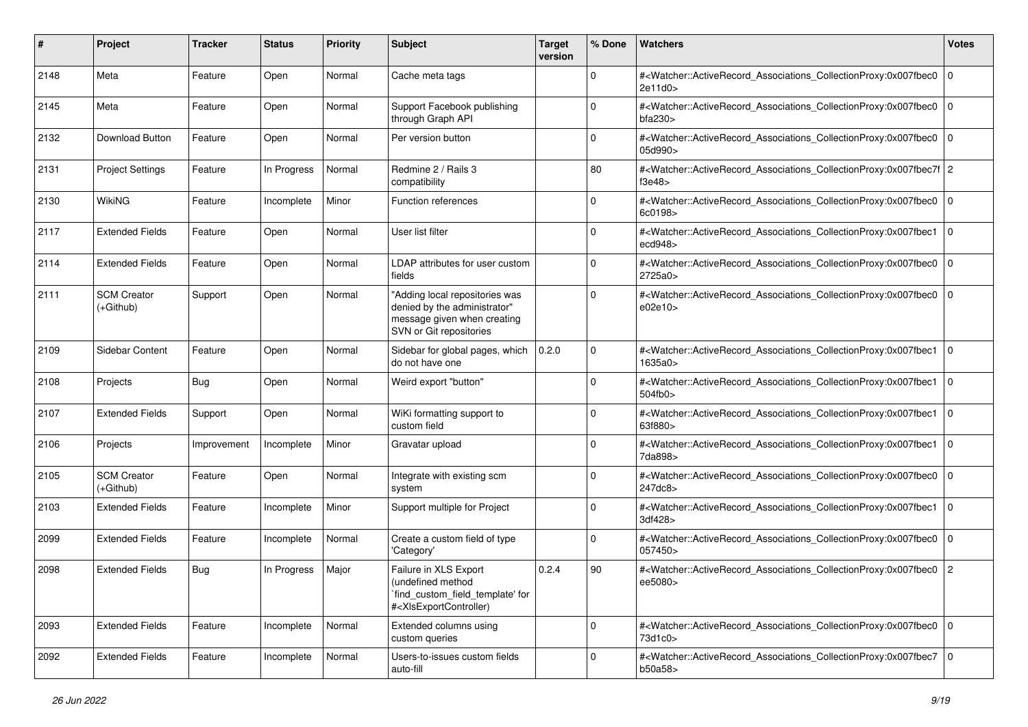| # | Project | Tracker | Status | Priority | Subject | Target version | % Done | Watchers | Votes |
|---|---|---|---|---|---|---|---|---|---|
| 2148 | Meta | Feature | Open | Normal | Cache meta tags | | 0 | #<Watcher::ActiveRecord_Associations_CollectionProxy:0x007fbec02e11d0> | 0 |
| 2145 | Meta | Feature | Open | Normal | Support Facebook publishing through Graph API | | 0 | #<Watcher::ActiveRecord_Associations_CollectionProxy:0x007fbec0bfa230> | 0 |
| 2132 | Download Button | Feature | Open | Normal | Per version button | | 0 | #<Watcher::ActiveRecord_Associations_CollectionProxy:0x007fbec005d990> | 0 |
| 2131 | Project Settings | Feature | In Progress | Normal | Redmine 2 / Rails 3 compatibility | | 80 | #<Watcher::ActiveRecord_Associations_CollectionProxy:0x007fbec7ff3e48> | 2 |
| 2130 | WikiNG | Feature | Incomplete | Minor | Function references | | 0 | #<Watcher::ActiveRecord_Associations_CollectionProxy:0x007fbec06c0198> | 0 |
| 2117 | Extended Fields | Feature | Open | Normal | User list filter | | 0 | #<Watcher::ActiveRecord_Associations_CollectionProxy:0x007fbec1ecd948> | 0 |
| 2114 | Extended Fields | Feature | Open | Normal | LDAP attributes for user custom fields | | 0 | #<Watcher::ActiveRecord_Associations_CollectionProxy:0x007fbec02725a0> | 0 |
| 2111 | SCM Creator (+Github) | Support | Open | Normal | "Adding local repositories was denied by the administrator" message given when creating SVN or Git repositories | | 0 | #<Watcher::ActiveRecord_Associations_CollectionProxy:0x007fbec0e02e10> | 0 |
| 2109 | Sidebar Content | Feature | Open | Normal | Sidebar for global pages, which do not have one | 0.2.0 | 0 | #<Watcher::ActiveRecord_Associations_CollectionProxy:0x007fbec11635a0> | 0 |
| 2108 | Projects | Bug | Open | Normal | Weird export "button" | | 0 | #<Watcher::ActiveRecord_Associations_CollectionProxy:0x007fbec1504fb0> | 0 |
| 2107 | Extended Fields | Support | Open | Normal | WiKi formatting support to custom field | | 0 | #<Watcher::ActiveRecord_Associations_CollectionProxy:0x007fbec163f880> | 0 |
| 2106 | Projects | Improvement | Incomplete | Minor | Gravatar upload | | 0 | #<Watcher::ActiveRecord_Associations_CollectionProxy:0x007fbec17da898> | 0 |
| 2105 | SCM Creator (+Github) | Feature | Open | Normal | Integrate with existing scm system | | 0 | #<Watcher::ActiveRecord_Associations_CollectionProxy:0x007fbec0247dc8> | 0 |
| 2103 | Extended Fields | Feature | Incomplete | Minor | Support multiple for Project | | 0 | #<Watcher::ActiveRecord_Associations_CollectionProxy:0x007fbec13df428> | 0 |
| 2099 | Extended Fields | Feature | Incomplete | Normal | Create a custom field of type 'Category' | | 0 | #<Watcher::ActiveRecord_Associations_CollectionProxy:0x007fbec0057450> | 0 |
| 2098 | Extended Fields | Bug | In Progress | Major | Failure in XLS Export (undefined method `find_custom_field_template' for #<XlsExportController) | 0.2.4 | 90 | #<Watcher::ActiveRecord_Associations_CollectionProxy:0x007fbec0ee5080> | 2 |
| 2093 | Extended Fields | Feature | Incomplete | Normal | Extended columns using custom queries | | 0 | #<Watcher::ActiveRecord_Associations_CollectionProxy:0x007fbec073d1c0> | 0 |
| 2092 | Extended Fields | Feature | Incomplete | Normal | Users-to-issues custom fields auto-fill | | 0 | #<Watcher::ActiveRecord_Associations_CollectionProxy:0x007fbec7b50a58> | 0 |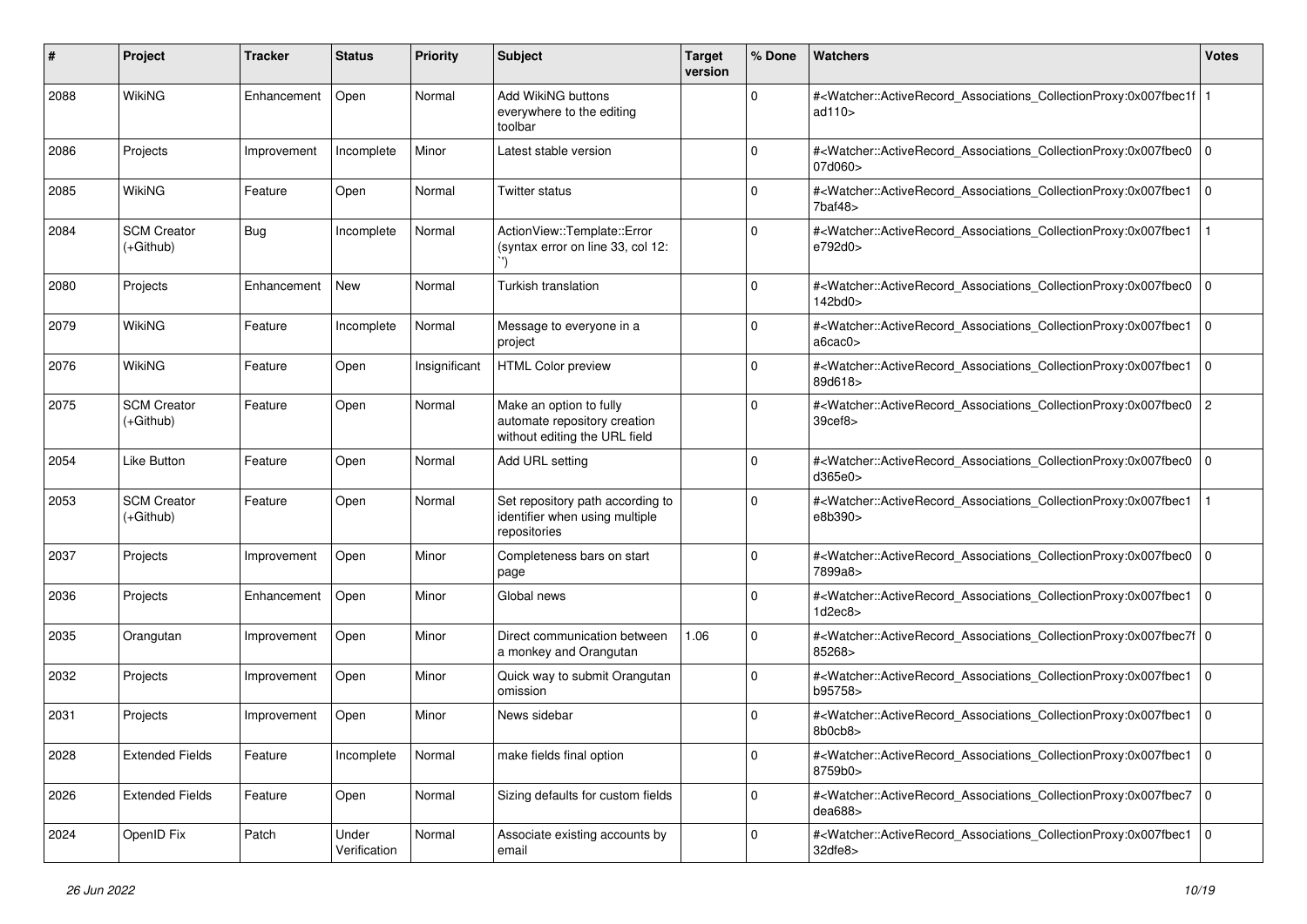| # | Project | Tracker | Status | Priority | Subject | Target version | % Done | Watchers | Votes |
|---|---|---|---|---|---|---|---|---|---|
| 2088 | WikiNG | Enhancement | Open | Normal | Add WikiNG buttons everywhere to the editing toolbar | | 0 | #<Watcher::ActiveRecord_Associations_CollectionProxy:0x007fbec1fad110> | 1 |
| 2086 | Projects | Improvement | Incomplete | Minor | Latest stable version | | 0 | #<Watcher::ActiveRecord_Associations_CollectionProxy:0x007fbec007d060> | 0 |
| 2085 | WikiNG | Feature | Open | Normal | Twitter status | | 0 | #<Watcher::ActiveRecord_Associations_CollectionProxy:0x007fbec17baf48> | 0 |
| 2084 | SCM Creator (+Github) | Bug | Incomplete | Normal | ActionView::Template::Error (syntax error on line 33, col 12: ``) | | 0 | #<Watcher::ActiveRecord_Associations_CollectionProxy:0x007fbec1e792d0> | 1 |
| 2080 | Projects | Enhancement | New | Normal | Turkish translation | | 0 | #<Watcher::ActiveRecord_Associations_CollectionProxy:0x007fbec0142bd0> | 0 |
| 2079 | WikiNG | Feature | Incomplete | Normal | Message to everyone in a project | | 0 | #<Watcher::ActiveRecord_Associations_CollectionProxy:0x007fbec1a6cac0> | 0 |
| 2076 | WikiNG | Feature | Open | Insignificant | HTML Color preview | | 0 | #<Watcher::ActiveRecord_Associations_CollectionProxy:0x007fbec189d618> | 0 |
| 2075 | SCM Creator (+Github) | Feature | Open | Normal | Make an option to fully automate repository creation without editing the URL field | | 0 | #<Watcher::ActiveRecord_Associations_CollectionProxy:0x007fbec039cef8> | 2 |
| 2054 | Like Button | Feature | Open | Normal | Add URL setting | | 0 | #<Watcher::ActiveRecord_Associations_CollectionProxy:0x007fbec0d365e0> | 0 |
| 2053 | SCM Creator (+Github) | Feature | Open | Normal | Set repository path according to identifier when using multiple repositories | | 0 | #<Watcher::ActiveRecord_Associations_CollectionProxy:0x007fbec1e8b390> | 1 |
| 2037 | Projects | Improvement | Open | Minor | Completeness bars on start page | | 0 | #<Watcher::ActiveRecord_Associations_CollectionProxy:0x007fbec07899a8> | 0 |
| 2036 | Projects | Enhancement | Open | Minor | Global news | | 0 | #<Watcher::ActiveRecord_Associations_CollectionProxy:0x007fbec11d2ec8> | 0 |
| 2035 | Orangutan | Improvement | Open | Minor | Direct communication between a monkey and Orangutan | 1.06 | 0 | #<Watcher::ActiveRecord_Associations_CollectionProxy:0x007fbec7f85268> | 0 |
| 2032 | Projects | Improvement | Open | Minor | Quick way to submit Orangutan omission | | 0 | #<Watcher::ActiveRecord_Associations_CollectionProxy:0x007fbec1b95758> | 0 |
| 2031 | Projects | Improvement | Open | Minor | News sidebar | | 0 | #<Watcher::ActiveRecord_Associations_CollectionProxy:0x007fbec18b0cb8> | 0 |
| 2028 | Extended Fields | Feature | Incomplete | Normal | make fields final option | | 0 | #<Watcher::ActiveRecord_Associations_CollectionProxy:0x007fbec18759b0> | 0 |
| 2026 | Extended Fields | Feature | Open | Normal | Sizing defaults for custom fields | | 0 | #<Watcher::ActiveRecord_Associations_CollectionProxy:0x007fbec7dea688> | 0 |
| 2024 | OpenID Fix | Patch | Under Verification | Normal | Associate existing accounts by email | | 0 | #<Watcher::ActiveRecord_Associations_CollectionProxy:0x007fbec132dfe8> | 0 |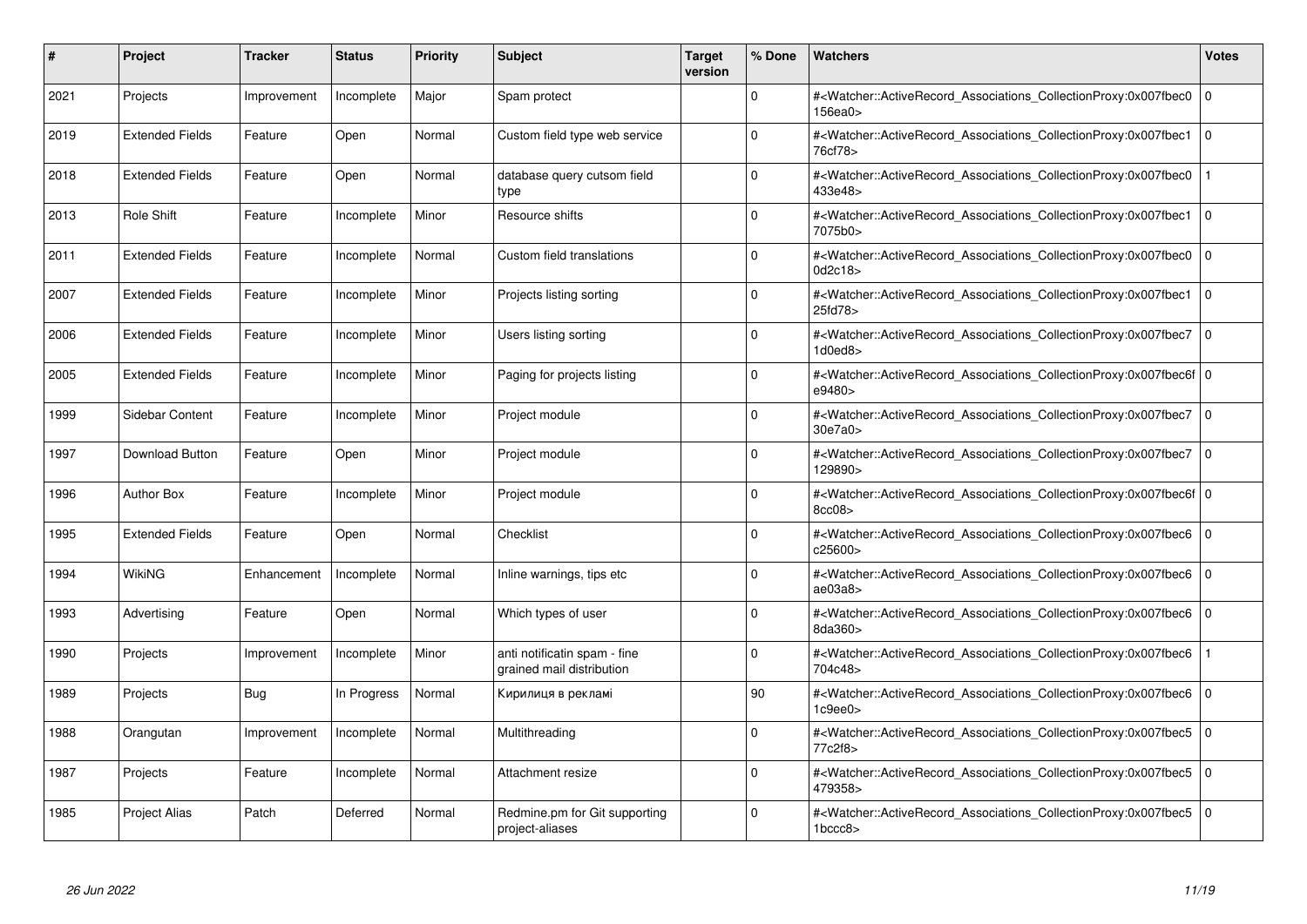| # | Project | Tracker | Status | Priority | Subject | Target version | % Done | Watchers | Votes |
|---|---|---|---|---|---|---|---|---|---|
| 2021 | Projects | Improvement | Incomplete | Major | Spam protect | | 0 | #<Watcher::ActiveRecord_Associations_CollectionProxy:0x007fbec0156ea0> | 0 |
| 2019 | Extended Fields | Feature | Open | Normal | Custom field type web service | | 0 | #<Watcher::ActiveRecord_Associations_CollectionProxy:0x007fbec176cf78> | 0 |
| 2018 | Extended Fields | Feature | Open | Normal | database query cutsom field type | | 0 | #<Watcher::ActiveRecord_Associations_CollectionProxy:0x007fbec0433e48> | 1 |
| 2013 | Role Shift | Feature | Incomplete | Minor | Resource shifts | | 0 | #<Watcher::ActiveRecord_Associations_CollectionProxy:0x007fbec17075b0> | 0 |
| 2011 | Extended Fields | Feature | Incomplete | Normal | Custom field translations | | 0 | #<Watcher::ActiveRecord_Associations_CollectionProxy:0x007fbec00d2c18> | 0 |
| 2007 | Extended Fields | Feature | Incomplete | Minor | Projects listing sorting | | 0 | #<Watcher::ActiveRecord_Associations_CollectionProxy:0x007fbec125fd78> | 0 |
| 2006 | Extended Fields | Feature | Incomplete | Minor | Users listing sorting | | 0 | #<Watcher::ActiveRecord_Associations_CollectionProxy:0x007fbec71d0ed8> | 0 |
| 2005 | Extended Fields | Feature | Incomplete | Minor | Paging for projects listing | | 0 | #<Watcher::ActiveRecord_Associations_CollectionProxy:0x007fbec6fe9480> | 0 |
| 1999 | Sidebar Content | Feature | Incomplete | Minor | Project module | | 0 | #<Watcher::ActiveRecord_Associations_CollectionProxy:0x007fbec730e7a0> | 0 |
| 1997 | Download Button | Feature | Open | Minor | Project module | | 0 | #<Watcher::ActiveRecord_Associations_CollectionProxy:0x007fbec7129890> | 0 |
| 1996 | Author Box | Feature | Incomplete | Minor | Project module | | 0 | #<Watcher::ActiveRecord_Associations_CollectionProxy:0x007fbec6f8cc08> | 0 |
| 1995 | Extended Fields | Feature | Open | Normal | Checklist | | 0 | #<Watcher::ActiveRecord_Associations_CollectionProxy:0x007fbec6c25600> | 0 |
| 1994 | WikiNG | Enhancement | Incomplete | Normal | Inline warnings, tips etc | | 0 | #<Watcher::ActiveRecord_Associations_CollectionProxy:0x007fbec6ae03a8> | 0 |
| 1993 | Advertising | Feature | Open | Normal | Which types of user | | 0 | #<Watcher::ActiveRecord_Associations_CollectionProxy:0x007fbec68da360> | 0 |
| 1990 | Projects | Improvement | Incomplete | Minor | anti notificatin spam - fine grained mail distribution | | 0 | #<Watcher::ActiveRecord_Associations_CollectionProxy:0x007fbec6704c48> | 1 |
| 1989 | Projects | Bug | In Progress | Normal | Кирилиця в рекламі | | 90 | #<Watcher::ActiveRecord_Associations_CollectionProxy:0x007fbec61c9ee0> | 0 |
| 1988 | Orangutan | Improvement | Incomplete | Normal | Multithreading | | 0 | #<Watcher::ActiveRecord_Associations_CollectionProxy:0x007fbec577c2f8> | 0 |
| 1987 | Projects | Feature | Incomplete | Normal | Attachment resize | | 0 | #<Watcher::ActiveRecord_Associations_CollectionProxy:0x007fbec5479358> | 0 |
| 1985 | Project Alias | Patch | Deferred | Normal | Redmine.pm for Git supporting project-aliases | | 0 | #<Watcher::ActiveRecord_Associations_CollectionProxy:0x007fbec51bccc8> | 0 |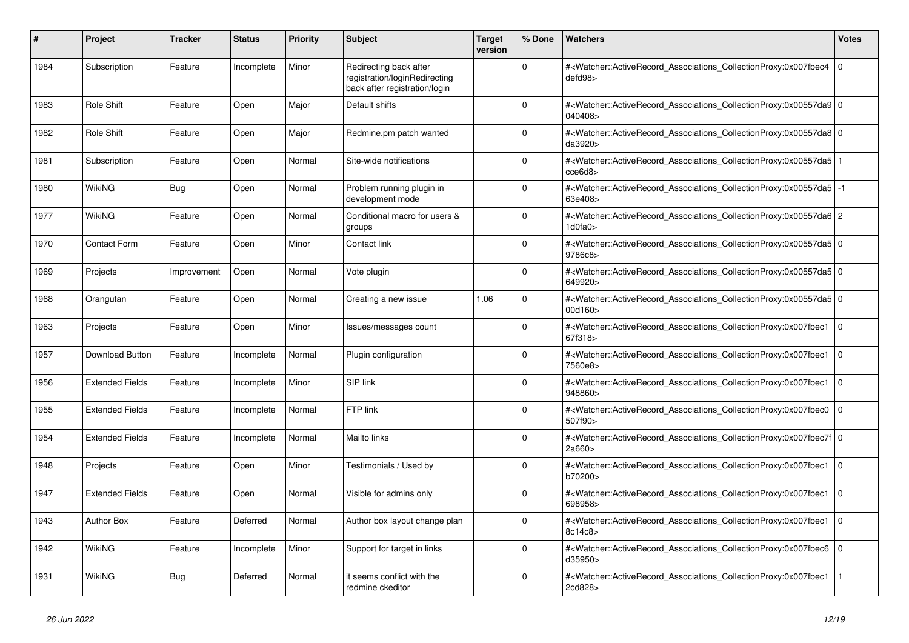| # | Project | Tracker | Status | Priority | Subject | Target version | % Done | Watchers | Votes |
|---|---|---|---|---|---|---|---|---|---|
| 1984 | Subscription | Feature | Incomplete | Minor | Redirecting back after registration/loginRedirecting back after registration/login | | 0 | #<Watcher::ActiveRecord_Associations_CollectionProxy:0x007fbec4defd98> | 0 |
| 1983 | Role Shift | Feature | Open | Major | Default shifts | | 0 | #<Watcher::ActiveRecord_Associations_CollectionProxy:0x00557da9040408> | 0 |
| 1982 | Role Shift | Feature | Open | Major | Redmine.pm patch wanted | | 0 | #<Watcher::ActiveRecord_Associations_CollectionProxy:0x00557da8da3920> | 0 |
| 1981 | Subscription | Feature | Open | Normal | Site-wide notifications | | 0 | #<Watcher::ActiveRecord_Associations_CollectionProxy:0x00557da5cce6d8> | 1 |
| 1980 | WikiNG | Bug | Open | Normal | Problem running plugin in development mode | | 0 | #<Watcher::ActiveRecord_Associations_CollectionProxy:0x00557da563e408> | -1 |
| 1977 | WikiNG | Feature | Open | Normal | Conditional macro for users & groups | | 0 | #<Watcher::ActiveRecord_Associations_CollectionProxy:0x00557da61d0fa0> | 2 |
| 1970 | Contact Form | Feature | Open | Minor | Contact link | | 0 | #<Watcher::ActiveRecord_Associations_CollectionProxy:0x00557da59786c8> | 0 |
| 1969 | Projects | Improvement | Open | Normal | Vote plugin | | 0 | #<Watcher::ActiveRecord_Associations_CollectionProxy:0x00557da5649920> | 0 |
| 1968 | Orangutan | Feature | Open | Normal | Creating a new issue | 1.06 | 0 | #<Watcher::ActiveRecord_Associations_CollectionProxy:0x00557da500d160> | 0 |
| 1963 | Projects | Feature | Open | Minor | Issues/messages count | | 0 | #<Watcher::ActiveRecord_Associations_CollectionProxy:0x007fbec167f318> | 0 |
| 1957 | Download Button | Feature | Incomplete | Normal | Plugin configuration | | 0 | #<Watcher::ActiveRecord_Associations_CollectionProxy:0x007fbec17560e8> | 0 |
| 1956 | Extended Fields | Feature | Incomplete | Minor | SIP link | | 0 | #<Watcher::ActiveRecord_Associations_CollectionProxy:0x007fbec1948860> | 0 |
| 1955 | Extended Fields | Feature | Incomplete | Normal | FTP link | | 0 | #<Watcher::ActiveRecord_Associations_CollectionProxy:0x007fbec0507f90> | 0 |
| 1954 | Extended Fields | Feature | Incomplete | Normal | Mailto links | | 0 | #<Watcher::ActiveRecord_Associations_CollectionProxy:0x007fbec7f2a660> | 0 |
| 1948 | Projects | Feature | Open | Minor | Testimonials / Used by | | 0 | #<Watcher::ActiveRecord_Associations_CollectionProxy:0x007fbec1b70200> | 0 |
| 1947 | Extended Fields | Feature | Open | Normal | Visible for admins only | | 0 | #<Watcher::ActiveRecord_Associations_CollectionProxy:0x007fbec1698958> | 0 |
| 1943 | Author Box | Feature | Deferred | Normal | Author box layout change plan | | 0 | #<Watcher::ActiveRecord_Associations_CollectionProxy:0x007fbec18c14c8> | 0 |
| 1942 | WikiNG | Feature | Incomplete | Minor | Support for target in links | | 0 | #<Watcher::ActiveRecord_Associations_CollectionProxy:0x007fbec6d35950> | 0 |
| 1931 | WikiNG | Bug | Deferred | Normal | it seems conflict with the redmine ckeditor | | 0 | #<Watcher::ActiveRecord_Associations_CollectionProxy:0x007fbec12cd828> | 1 |

*26 Jun 2022*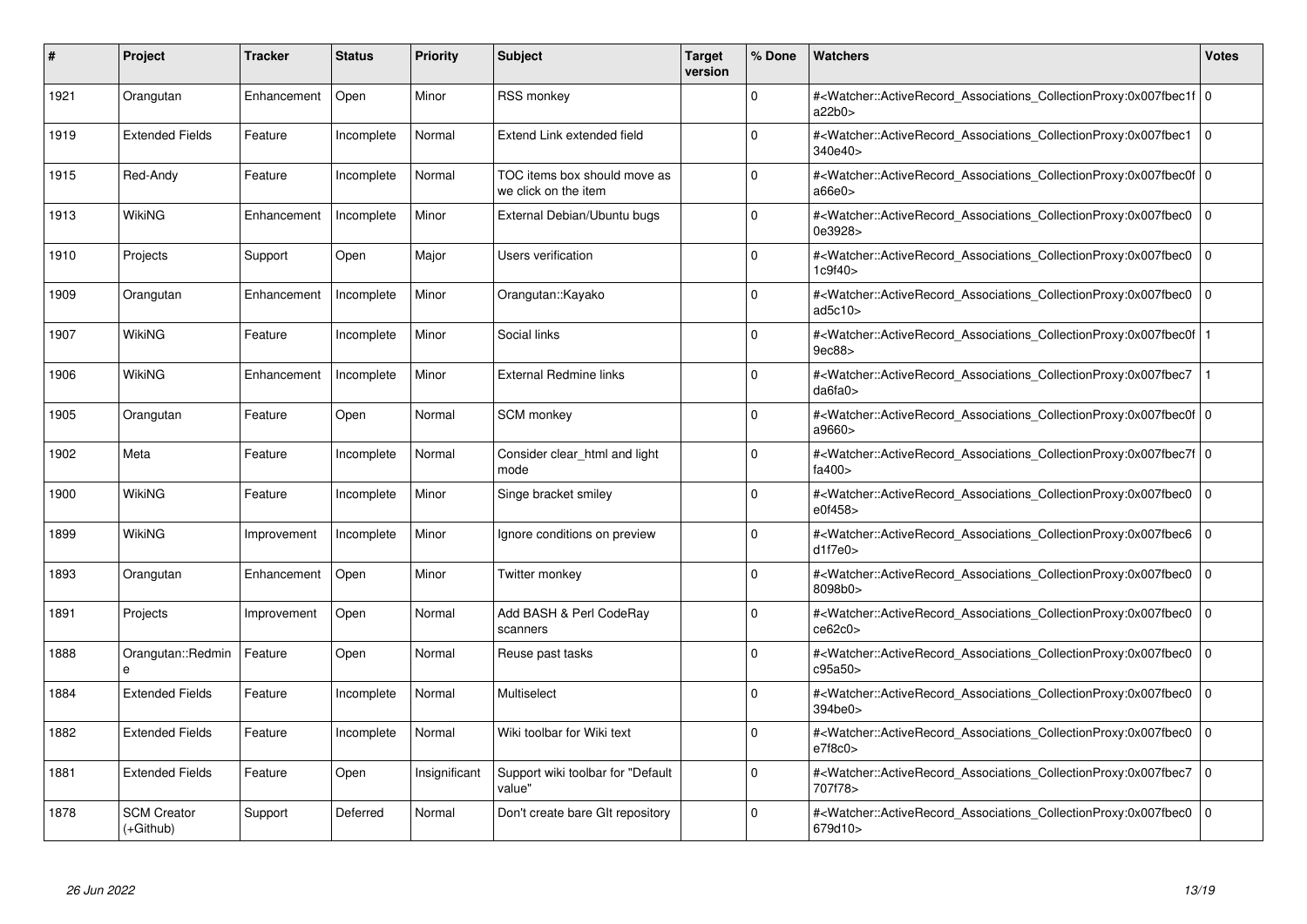| # | Project | Tracker | Status | Priority | Subject | Target version | % Done | Watchers | Votes |
|---|---|---|---|---|---|---|---|---|---|
| 1921 | Orangutan | Enhancement | Open | Minor | RSS monkey | | 0 | #<Watcher::ActiveRecord_Associations_CollectionProxy:0x007fbec1fa22b0> | 0 |
| 1919 | Extended Fields | Feature | Incomplete | Normal | Extend Link extended field | | 0 | #<Watcher::ActiveRecord_Associations_CollectionProxy:0x007fbec1340e40> | 0 |
| 1915 | Red-Andy | Feature | Incomplete | Normal | TOC items box should move as we click on the item | | 0 | #<Watcher::ActiveRecord_Associations_CollectionProxy:0x007fbec0fa66e0> | 0 |
| 1913 | WikiNG | Enhancement | Incomplete | Minor | External Debian/Ubuntu bugs | | 0 | #<Watcher::ActiveRecord_Associations_CollectionProxy:0x007fbec00e3928> | 0 |
| 1910 | Projects | Support | Open | Major | Users verification | | 0 | #<Watcher::ActiveRecord_Associations_CollectionProxy:0x007fbec01c9f40> | 0 |
| 1909 | Orangutan | Enhancement | Incomplete | Minor | Orangutan::Kayako | | 0 | #<Watcher::ActiveRecord_Associations_CollectionProxy:0x007fbec0ad5c10> | 0 |
| 1907 | WikiNG | Feature | Incomplete | Minor | Social links | | 0 | #<Watcher::ActiveRecord_Associations_CollectionProxy:0x007fbec0f9ec88> | 1 |
| 1906 | WikiNG | Enhancement | Incomplete | Minor | External Redmine links | | 0 | #<Watcher::ActiveRecord_Associations_CollectionProxy:0x007fbec7da6fa0> | 1 |
| 1905 | Orangutan | Feature | Open | Normal | SCM monkey | | 0 | #<Watcher::ActiveRecord_Associations_CollectionProxy:0x007fbec0fa9660> | 0 |
| 1902 | Meta | Feature | Incomplete | Normal | Consider clear_html and light mode | | 0 | #<Watcher::ActiveRecord_Associations_CollectionProxy:0x007fbec7ffa400> | 0 |
| 1900 | WikiNG | Feature | Incomplete | Minor | Singe bracket smiley | | 0 | #<Watcher::ActiveRecord_Associations_CollectionProxy:0x007fbec0e0f458> | 0 |
| 1899 | WikiNG | Improvement | Incomplete | Minor | Ignore conditions on preview | | 0 | #<Watcher::ActiveRecord_Associations_CollectionProxy:0x007fbec6d1f7e0> | 0 |
| 1893 | Orangutan | Enhancement | Open | Minor | Twitter monkey | | 0 | #<Watcher::ActiveRecord_Associations_CollectionProxy:0x007fbec08098b0> | 0 |
| 1891 | Projects | Improvement | Open | Normal | Add BASH & Perl CodeRay scanners | | 0 | #<Watcher::ActiveRecord_Associations_CollectionProxy:0x007fbec0ce62c0> | 0 |
| 1888 | Orangutan::Redmine | Feature | Open | Normal | Reuse past tasks | | 0 | #<Watcher::ActiveRecord_Associations_CollectionProxy:0x007fbec0c95a50> | 0 |
| 1884 | Extended Fields | Feature | Incomplete | Normal | Multiselect | | 0 | #<Watcher::ActiveRecord_Associations_CollectionProxy:0x007fbec0394be0> | 0 |
| 1882 | Extended Fields | Feature | Incomplete | Normal | Wiki toolbar for Wiki text | | 0 | #<Watcher::ActiveRecord_Associations_CollectionProxy:0x007fbec0e7f8c0> | 0 |
| 1881 | Extended Fields | Feature | Open | Insignificant | Support wiki toolbar for "Default value" | | 0 | #<Watcher::ActiveRecord_Associations_CollectionProxy:0x007fbec7707f78> | 0 |
| 1878 | SCM Creator (+Github) | Support | Deferred | Normal | Don't create bare GIt repository | | 0 | #<Watcher::ActiveRecord_Associations_CollectionProxy:0x007fbec0679d10> | 0 |

*26 Jun 2022*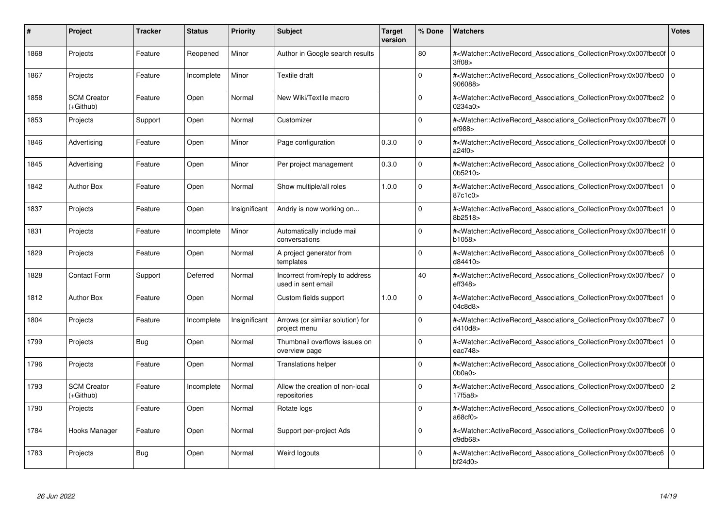| # | Project | Tracker | Status | Priority | Subject | Target version | % Done | Watchers | Votes |
|---|---|---|---|---|---|---|---|---|---|
| 1868 | Projects | Feature | Reopened | Minor | Author in Google search results | | 80 | #<Watcher::ActiveRecord_Associations_CollectionProxy:0x007fbec0f3ff08> | 0 |
| 1867 | Projects | Feature | Incomplete | Minor | Textile draft | | 0 | #<Watcher::ActiveRecord_Associations_CollectionProxy:0x007fbec0906088> | 0 |
| 1858 | SCM Creator (+Github) | Feature | Open | Normal | New Wiki/Textile macro | | 0 | #<Watcher::ActiveRecord_Associations_CollectionProxy:0x007fbec20234a0> | 0 |
| 1853 | Projects | Support | Open | Normal | Customizer | | 0 | #<Watcher::ActiveRecord_Associations_CollectionProxy:0x007fbec7fef988> | 0 |
| 1846 | Advertising | Feature | Open | Minor | Page configuration | 0.3.0 | 0 | #<Watcher::ActiveRecord_Associations_CollectionProxy:0x007fbec0fa24f0> | 0 |
| 1845 | Advertising | Feature | Open | Minor | Per project management | 0.3.0 | 0 | #<Watcher::ActiveRecord_Associations_CollectionProxy:0x007fbec20b5210> | 0 |
| 1842 | Author Box | Feature | Open | Normal | Show multiple/all roles | 1.0.0 | 0 | #<Watcher::ActiveRecord_Associations_CollectionProxy:0x007fbec187c1c0> | 0 |
| 1837 | Projects | Feature | Open | Insignificant | Andriy is now working on... | | 0 | #<Watcher::ActiveRecord_Associations_CollectionProxy:0x007fbec18b2518> | 0 |
| 1831 | Projects | Feature | Incomplete | Minor | Automatically include mail conversations | | 0 | #<Watcher::ActiveRecord_Associations_CollectionProxy:0x007fbec1fb1058> | 0 |
| 1829 | Projects | Feature | Open | Normal | A project generator from templates | | 0 | #<Watcher::ActiveRecord_Associations_CollectionProxy:0x007fbec6d84410> | 0 |
| 1828 | Contact Form | Support | Deferred | Normal | Incorrect from/reply to address used in sent email | | 40 | #<Watcher::ActiveRecord_Associations_CollectionProxy:0x007fbec7eff348> | 0 |
| 1812 | Author Box | Feature | Open | Normal | Custom fields support | 1.0.0 | 0 | #<Watcher::ActiveRecord_Associations_CollectionProxy:0x007fbec104c8d8> | 0 |
| 1804 | Projects | Feature | Incomplete | Insignificant | Arrows (or similar solution) for project menu | | 0 | #<Watcher::ActiveRecord_Associations_CollectionProxy:0x007fbec7d410d8> | 0 |
| 1799 | Projects | Bug | Open | Normal | Thumbnail overflows issues on overview page | | 0 | #<Watcher::ActiveRecord_Associations_CollectionProxy:0x007fbec1eac748> | 0 |
| 1796 | Projects | Feature | Open | Normal | Translations helper | | 0 | #<Watcher::ActiveRecord_Associations_CollectionProxy:0x007fbec0f0b0a0> | 0 |
| 1793 | SCM Creator (+Github) | Feature | Incomplete | Normal | Allow the creation of non-local repositories | | 0 | #<Watcher::ActiveRecord_Associations_CollectionProxy:0x007fbec017f5a8> | 2 |
| 1790 | Projects | Feature | Open | Normal | Rotate logs | | 0 | #<Watcher::ActiveRecord_Associations_CollectionProxy:0x007fbec0a68cf0> | 0 |
| 1784 | Hooks Manager | Feature | Open | Normal | Support per-project Ads | | 0 | #<Watcher::ActiveRecord_Associations_CollectionProxy:0x007fbec6d9db68> | 0 |
| 1783 | Projects | Bug | Open | Normal | Weird logouts | | 0 | #<Watcher::ActiveRecord_Associations_CollectionProxy:0x007fbec6bf24d0> | 0 |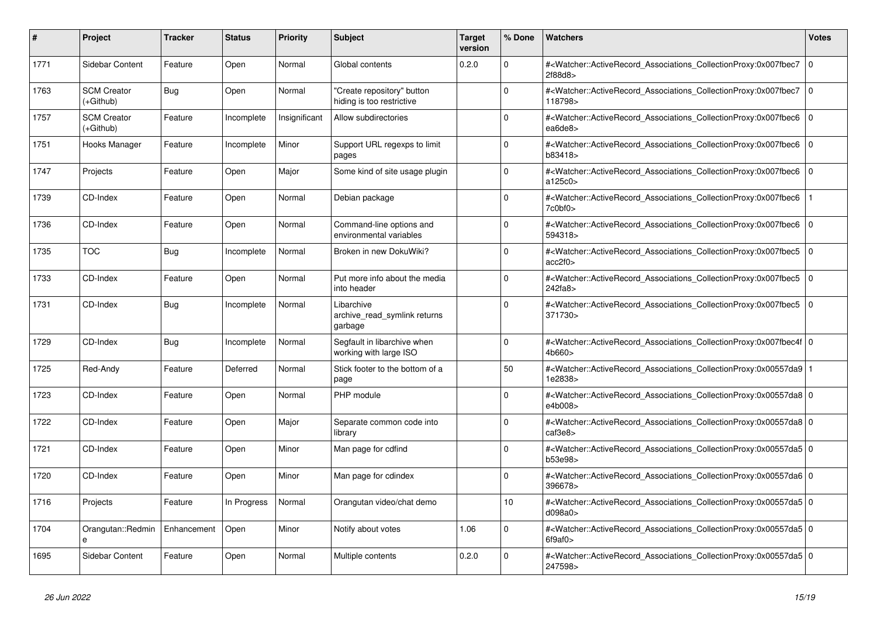| # | Project | Tracker | Status | Priority | Subject | Target version | % Done | Watchers | Votes |
|---|---|---|---|---|---|---|---|---|---|
| 1771 | Sidebar Content | Feature | Open | Normal | Global contents | 0.2.0 | 0 | #<Watcher::ActiveRecord_Associations_CollectionProxy:0x007fbec72f88d8> | 0 |
| 1763 | SCM Creator (+Github) | Bug | Open | Normal | "Create repository" button hiding is too restrictive | | 0 | #<Watcher::ActiveRecord_Associations_CollectionProxy:0x007fbec7118798> | 0 |
| 1757 | SCM Creator (+Github) | Feature | Incomplete | Insignificant | Allow subdirectories | | 0 | #<Watcher::ActiveRecord_Associations_CollectionProxy:0x007fbec6ea6de8> | 0 |
| 1751 | Hooks Manager | Feature | Incomplete | Minor | Support URL regexps to limit pages | | 0 | #<Watcher::ActiveRecord_Associations_CollectionProxy:0x007fbec6b83418> | 0 |
| 1747 | Projects | Feature | Open | Major | Some kind of site usage plugin | | 0 | #<Watcher::ActiveRecord_Associations_CollectionProxy:0x007fbec6a125c0> | 0 |
| 1739 | CD-Index | Feature | Open | Normal | Debian package | | 0 | #<Watcher::ActiveRecord_Associations_CollectionProxy:0x007fbec67c0bf0> | 1 |
| 1736 | CD-Index | Feature | Open | Normal | Command-line options and environmental variables | | 0 | #<Watcher::ActiveRecord_Associations_CollectionProxy:0x007fbec6594318> | 0 |
| 1735 | TOC | Bug | Incomplete | Normal | Broken in new DokuWiki? | | 0 | #<Watcher::ActiveRecord_Associations_CollectionProxy:0x007fbec5acc2f0> | 0 |
| 1733 | CD-Index | Feature | Open | Normal | Put more info about the media into header | | 0 | #<Watcher::ActiveRecord_Associations_CollectionProxy:0x007fbec5242fa8> | 0 |
| 1731 | CD-Index | Bug | Incomplete | Normal | Libarchive archive_read_symlink returns garbage | | 0 | #<Watcher::ActiveRecord_Associations_CollectionProxy:0x007fbec5371730> | 0 |
| 1729 | CD-Index | Bug | Incomplete | Normal | Segfault in libarchive when working with large ISO | | 0 | #<Watcher::ActiveRecord_Associations_CollectionProxy:0x007fbec4f4b660> | 0 |
| 1725 | Red-Andy | Feature | Deferred | Normal | Stick footer to the bottom of a page | | 50 | #<Watcher::ActiveRecord_Associations_CollectionProxy:0x00557da91e2838> | 1 |
| 1723 | CD-Index | Feature | Open | Normal | PHP module | | 0 | #<Watcher::ActiveRecord_Associations_CollectionProxy:0x00557da8e4b008> | 0 |
| 1722 | CD-Index | Feature | Open | Major | Separate common code into library | | 0 | #<Watcher::ActiveRecord_Associations_CollectionProxy:0x00557da8caf3e8> | 0 |
| 1721 | CD-Index | Feature | Open | Minor | Man page for cdfind | | 0 | #<Watcher::ActiveRecord_Associations_CollectionProxy:0x00557da5b53e98> | 0 |
| 1720 | CD-Index | Feature | Open | Minor | Man page for cdindex | | 0 | #<Watcher::ActiveRecord_Associations_CollectionProxy:0x00557da6396678> | 0 |
| 1716 | Projects | Feature | In Progress | Normal | Orangutan video/chat demo | | 10 | #<Watcher::ActiveRecord_Associations_CollectionProxy:0x00557da5d098a0> | 0 |
| 1704 | Orangutan::Redmine | Enhancement | Open | Minor | Notify about votes | 1.06 | 0 | #<Watcher::ActiveRecord_Associations_CollectionProxy:0x00557da56f9af0> | 0 |
| 1695 | Sidebar Content | Feature | Open | Normal | Multiple contents | 0.2.0 | 0 | #<Watcher::ActiveRecord_Associations_CollectionProxy:0x00557da5247598> | 0 |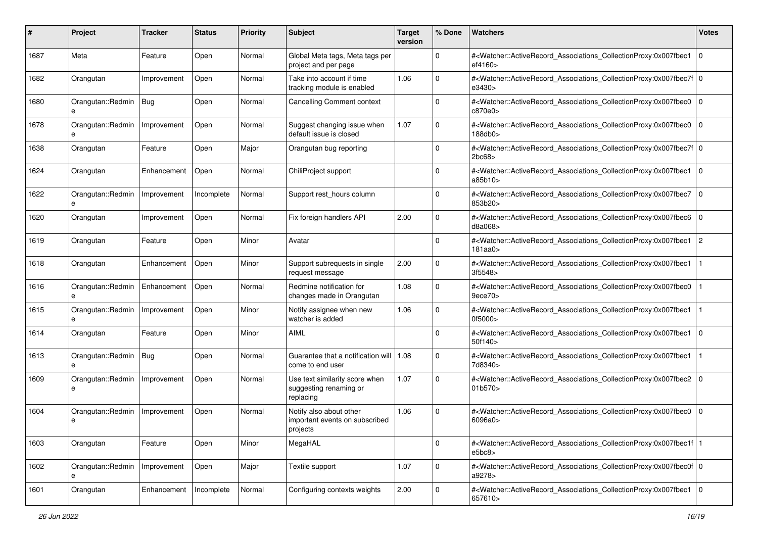| # | Project | Tracker | Status | Priority | Subject | Target version | % Done | Watchers | Votes |
|---|---|---|---|---|---|---|---|---|---|
| 1687 | Meta | Feature | Open | Normal | Global Meta tags, Meta tags per project and per page | | 0 | #<Watcher::ActiveRecord_Associations_CollectionProxy:0x007fbec1ef4160> | 0 |
| 1682 | Orangutan | Improvement | Open | Normal | Take into account if time tracking module is enabled | 1.06 | 0 | #<Watcher::ActiveRecord_Associations_CollectionProxy:0x007fbec7fe3430> | 0 |
| 1680 | Orangutan::Redmine | Bug | Open | Normal | Cancelling Comment context | | 0 | #<Watcher::ActiveRecord_Associations_CollectionProxy:0x007fbec0c870e0> | 0 |
| 1678 | Orangutan::Redmine | Improvement | Open | Normal | Suggest changing issue when default issue is closed | 1.07 | 0 | #<Watcher::ActiveRecord_Associations_CollectionProxy:0x007fbec0188db0> | 0 |
| 1638 | Orangutan | Feature | Open | Major | Orangutan bug reporting | | 0 | #<Watcher::ActiveRecord_Associations_CollectionProxy:0x007fbec7f2bc68> | 0 |
| 1624 | Orangutan | Enhancement | Open | Normal | ChiliProject support | | 0 | #<Watcher::ActiveRecord_Associations_CollectionProxy:0x007fbec1a85b10> | 0 |
| 1622 | Orangutan::Redmine | Improvement | Incomplete | Normal | Support rest_hours column | | 0 | #<Watcher::ActiveRecord_Associations_CollectionProxy:0x007fbec7853b20> | 0 |
| 1620 | Orangutan | Improvement | Open | Normal | Fix foreign handlers API | 2.00 | 0 | #<Watcher::ActiveRecord_Associations_CollectionProxy:0x007fbec6d8a068> | 0 |
| 1619 | Orangutan | Feature | Open | Minor | Avatar | | 0 | #<Watcher::ActiveRecord_Associations_CollectionProxy:0x007fbec1181aa0> | 2 |
| 1618 | Orangutan | Enhancement | Open | Minor | Support subrequests in single request message | 2.00 | 0 | #<Watcher::ActiveRecord_Associations_CollectionProxy:0x007fbec13f5548> | 1 |
| 1616 | Orangutan::Redmine | Enhancement | Open | Normal | Redmine notification for changes made in Orangutan | 1.08 | 0 | #<Watcher::ActiveRecord_Associations_CollectionProxy:0x007fbec09ece70> | 1 |
| 1615 | Orangutan::Redmine | Improvement | Open | Minor | Notify assignee when new watcher is added | 1.06 | 0 | #<Watcher::ActiveRecord_Associations_CollectionProxy:0x007fbec10f5000> | 1 |
| 1614 | Orangutan | Feature | Open | Minor | AIML | | 0 | #<Watcher::ActiveRecord_Associations_CollectionProxy:0x007fbec150f140> | 0 |
| 1613 | Orangutan::Redmine | Bug | Open | Normal | Guarantee that a notification will come to end user | 1.08 | 0 | #<Watcher::ActiveRecord_Associations_CollectionProxy:0x007fbec17d8340> | 1 |
| 1609 | Orangutan::Redmine | Improvement | Open | Normal | Use text similarity score when suggesting renaming or replacing | 1.07 | 0 | #<Watcher::ActiveRecord_Associations_CollectionProxy:0x007fbec201b570> | 0 |
| 1604 | Orangutan::Redmine | Improvement | Open | Normal | Notify also about other important events on subscribed projects | 1.06 | 0 | #<Watcher::ActiveRecord_Associations_CollectionProxy:0x007fbec06096a0> | 0 |
| 1603 | Orangutan | Feature | Open | Minor | MegaHAL | | 0 | #<Watcher::ActiveRecord_Associations_CollectionProxy:0x007fbec1fe5bc8> | 1 |
| 1602 | Orangutan::Redmine | Improvement | Open | Major | Textile support | 1.07 | 0 | #<Watcher::ActiveRecord_Associations_CollectionProxy:0x007fbec0fa9278> | 0 |
| 1601 | Orangutan | Enhancement | Incomplete | Normal | Configuring contexts weights | 2.00 | 0 | #<Watcher::ActiveRecord_Associations_CollectionProxy:0x007fbec1657610> | 0 |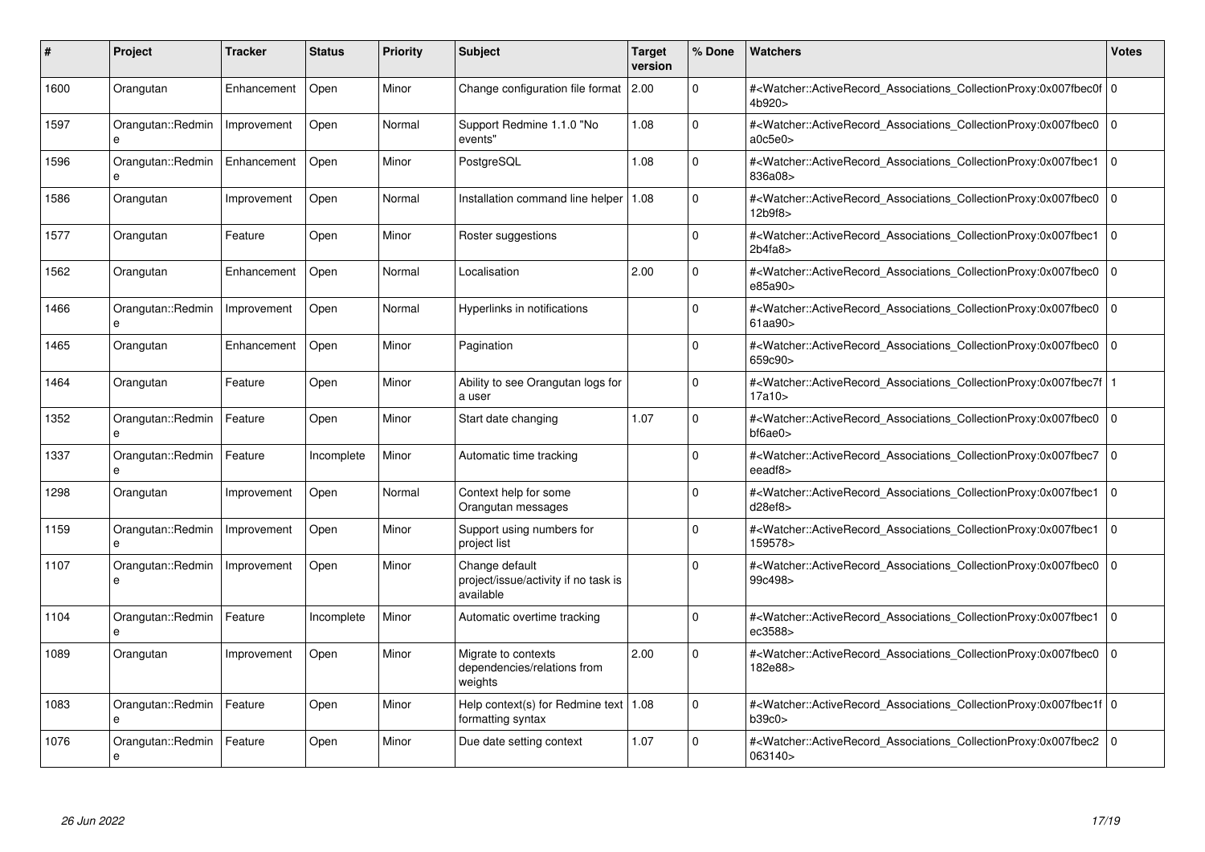| # | Project | Tracker | Status | Priority | Subject | Target version | % Done | Watchers | Votes |
|---|---|---|---|---|---|---|---|---|---|
| 1600 | Orangutan | Enhancement | Open | Minor | Change configuration file format | 2.00 | 0 | #<Watcher::ActiveRecord_Associations_CollectionProxy:0x007fbec0f4b920> | 0 |
| 1597 | Orangutan::Redmine | Improvement | Open | Normal | Support Redmine 1.1.0 "No events" | 1.08 | 0 | #<Watcher::ActiveRecord_Associations_CollectionProxy:0x007fbec0a0c5e0> | 0 |
| 1596 | Orangutan::Redmine | Enhancement | Open | Minor | PostgreSQL | 1.08 | 0 | #<Watcher::ActiveRecord_Associations_CollectionProxy:0x007fbec1836a08> | 0 |
| 1586 | Orangutan | Improvement | Open | Normal | Installation command line helper | 1.08 | 0 | #<Watcher::ActiveRecord_Associations_CollectionProxy:0x007fbec012b9f8> | 0 |
| 1577 | Orangutan | Feature | Open | Minor | Roster suggestions | | 0 | #<Watcher::ActiveRecord_Associations_CollectionProxy:0x007fbec12b4fa8> | 0 |
| 1562 | Orangutan | Enhancement | Open | Normal | Localisation | 2.00 | 0 | #<Watcher::ActiveRecord_Associations_CollectionProxy:0x007fbec0e85a90> | 0 |
| 1466 | Orangutan::Redmine | Improvement | Open | Normal | Hyperlinks in notifications | | 0 | #<Watcher::ActiveRecord_Associations_CollectionProxy:0x007fbec061aa90> | 0 |
| 1465 | Orangutan | Enhancement | Open | Minor | Pagination | | 0 | #<Watcher::ActiveRecord_Associations_CollectionProxy:0x007fbec0659c90> | 0 |
| 1464 | Orangutan | Feature | Open | Minor | Ability to see Orangutan logs for a user | | 0 | #<Watcher::ActiveRecord_Associations_CollectionProxy:0x007fbec7f17a10> | 1 |
| 1352 | Orangutan::Redmine | Feature | Open | Minor | Start date changing | 1.07 | 0 | #<Watcher::ActiveRecord_Associations_CollectionProxy:0x007fbec0bf6ae0> | 0 |
| 1337 | Orangutan::Redmine | Feature | Incomplete | Minor | Automatic time tracking | | 0 | #<Watcher::ActiveRecord_Associations_CollectionProxy:0x007fbec7eeadf8> | 0 |
| 1298 | Orangutan | Improvement | Open | Normal | Context help for some Orangutan messages | | 0 | #<Watcher::ActiveRecord_Associations_CollectionProxy:0x007fbec1d28ef8> | 0 |
| 1159 | Orangutan::Redmine | Improvement | Open | Minor | Support using numbers for project list | | 0 | #<Watcher::ActiveRecord_Associations_CollectionProxy:0x007fbec1159578> | 0 |
| 1107 | Orangutan::Redmine | Improvement | Open | Minor | Change default project/issue/activity if no task is available | | 0 | #<Watcher::ActiveRecord_Associations_CollectionProxy:0x007fbec099c498> | 0 |
| 1104 | Orangutan::Redmine | Feature | Incomplete | Minor | Automatic overtime tracking | | 0 | #<Watcher::ActiveRecord_Associations_CollectionProxy:0x007fbec1ec3588> | 0 |
| 1089 | Orangutan | Improvement | Open | Minor | Migrate to contexts dependencies/relations from weights | 2.00 | 0 | #<Watcher::ActiveRecord_Associations_CollectionProxy:0x007fbec0182e88> | 0 |
| 1083 | Orangutan::Redmine | Feature | Open | Minor | Help context(s) for Redmine text formatting syntax | 1.08 | 0 | #<Watcher::ActiveRecord_Associations_CollectionProxy:0x007fbec1fb39c0> | 0 |
| 1076 | Orangutan::Redmine | Feature | Open | Minor | Due date setting context | 1.07 | 0 | #<Watcher::ActiveRecord_Associations_CollectionProxy:0x007fbec2063140> | 0 |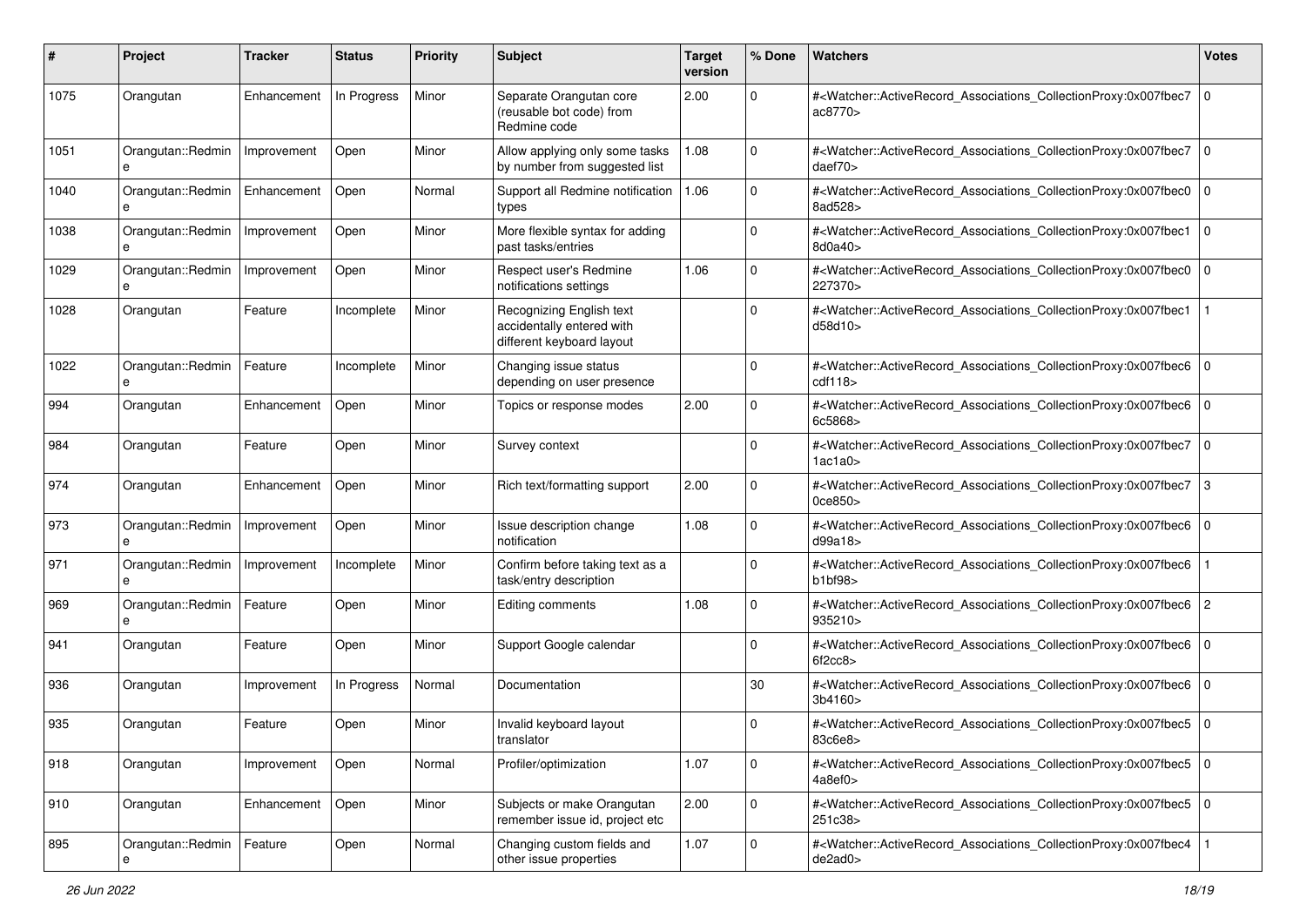| # | Project | Tracker | Status | Priority | Subject | Target version | % Done | Watchers | Votes |
|---|---|---|---|---|---|---|---|---|---|
| 1075 | Orangutan | Enhancement | In Progress | Minor | Separate Orangutan core (reusable bot code) from Redmine code | 2.00 | 0 | #<Watcher::ActiveRecord_Associations_CollectionProxy:0x007fbec7ac8770> | 0 |
| 1051 | Orangutan::Redmine | Improvement | Open | Minor | Allow applying only some tasks by number from suggested list | 1.08 | 0 | #<Watcher::ActiveRecord_Associations_CollectionProxy:0x007fbec7daef70> | 0 |
| 1040 | Orangutan::Redmine | Enhancement | Open | Normal | Support all Redmine notification types | 1.06 | 0 | #<Watcher::ActiveRecord_Associations_CollectionProxy:0x007fbec08ad528> | 0 |
| 1038 | Orangutan::Redmine | Improvement | Open | Minor | More flexible syntax for adding past tasks/entries | | 0 | #<Watcher::ActiveRecord_Associations_CollectionProxy:0x007fbec18d0a40> | 0 |
| 1029 | Orangutan::Redmine | Improvement | Open | Minor | Respect user's Redmine notifications settings | 1.06 | 0 | #<Watcher::ActiveRecord_Associations_CollectionProxy:0x007fbec0227370> | 0 |
| 1028 | Orangutan | Feature | Incomplete | Minor | Recognizing English text accidentally entered with different keyboard layout | | 0 | #<Watcher::ActiveRecord_Associations_CollectionProxy:0x007fbec1d58d10> | 1 |
| 1022 | Orangutan::Redmine | Feature | Incomplete | Minor | Changing issue status depending on user presence | | 0 | #<Watcher::ActiveRecord_Associations_CollectionProxy:0x007fbec6cdf118> | 0 |
| 994 | Orangutan | Enhancement | Open | Minor | Topics or response modes | 2.00 | 0 | #<Watcher::ActiveRecord_Associations_CollectionProxy:0x007fbec66c5868> | 0 |
| 984 | Orangutan | Feature | Open | Minor | Survey context | | 0 | #<Watcher::ActiveRecord_Associations_CollectionProxy:0x007fbec71ac1a0> | 0 |
| 974 | Orangutan | Enhancement | Open | Minor | Rich text/formatting support | 2.00 | 0 | #<Watcher::ActiveRecord_Associations_CollectionProxy:0x007fbec70ce850> | 3 |
| 973 | Orangutan::Redmine | Improvement | Open | Minor | Issue description change notification | 1.08 | 0 | #<Watcher::ActiveRecord_Associations_CollectionProxy:0x007fbec6d99a18> | 0 |
| 971 | Orangutan::Redmine | Improvement | Incomplete | Minor | Confirm before taking text as a task/entry description | | 0 | #<Watcher::ActiveRecord_Associations_CollectionProxy:0x007fbec6b1bf98> | 1 |
| 969 | Orangutan::Redmine | Feature | Open | Minor | Editing comments | 1.08 | 0 | #<Watcher::ActiveRecord_Associations_CollectionProxy:0x007fbec6935210> | 2 |
| 941 | Orangutan | Feature | Open | Minor | Support Google calendar | | 0 | #<Watcher::ActiveRecord_Associations_CollectionProxy:0x007fbec66f2cc8> | 0 |
| 936 | Orangutan | Improvement | In Progress | Normal | Documentation | | 30 | #<Watcher::ActiveRecord_Associations_CollectionProxy:0x007fbec63b4160> | 0 |
| 935 | Orangutan | Feature | Open | Minor | Invalid keyboard layout translator | | 0 | #<Watcher::ActiveRecord_Associations_CollectionProxy:0x007fbec583c6e8> | 0 |
| 918 | Orangutan | Improvement | Open | Normal | Profiler/optimization | 1.07 | 0 | #<Watcher::ActiveRecord_Associations_CollectionProxy:0x007fbec54a8ef0> | 0 |
| 910 | Orangutan | Enhancement | Open | Minor | Subjects or make Orangutan remember issue id, project etc | 2.00 | 0 | #<Watcher::ActiveRecord_Associations_CollectionProxy:0x007fbec5251c38> | 0 |
| 895 | Orangutan::Redmine | Feature | Open | Normal | Changing custom fields and other issue properties | 1.07 | 0 | #<Watcher::ActiveRecord_Associations_CollectionProxy:0x007fbec4de2ad0> | 1 |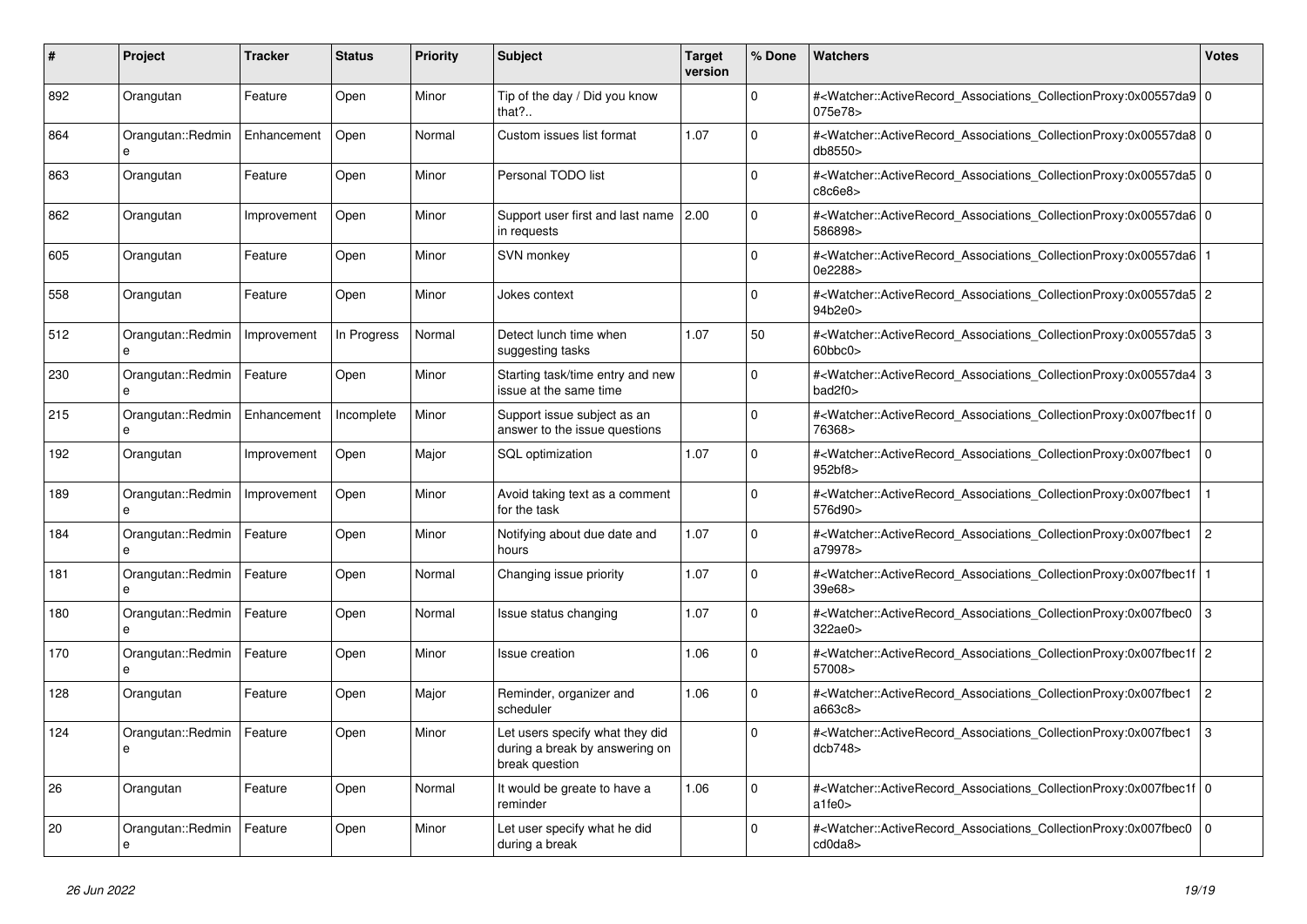| # | Project | Tracker | Status | Priority | Subject | Target version | % Done | Watchers | Votes |
|---|---|---|---|---|---|---|---|---|---|
| 892 | Orangutan | Feature | Open | Minor | Tip of the day / Did you know that?.. | | 0 | #<Watcher::ActiveRecord_Associations_CollectionProxy:0x00557da9075e78> | 0 |
| 864 | Orangutan::Redmine | Enhancement | Open | Normal | Custom issues list format | 1.07 | 0 | #<Watcher::ActiveRecord_Associations_CollectionProxy:0x00557da8db8550> | 0 |
| 863 | Orangutan | Feature | Open | Minor | Personal TODO list | | 0 | #<Watcher::ActiveRecord_Associations_CollectionProxy:0x00557da5c8c6e8> | 0 |
| 862 | Orangutan | Improvement | Open | Minor | Support user first and last name in requests | 2.00 | 0 | #<Watcher::ActiveRecord_Associations_CollectionProxy:0x00557da6586898> | 0 |
| 605 | Orangutan | Feature | Open | Minor | SVN monkey | | 0 | #<Watcher::ActiveRecord_Associations_CollectionProxy:0x00557da60e2288> | 1 |
| 558 | Orangutan | Feature | Open | Minor | Jokes context | | 0 | #<Watcher::ActiveRecord_Associations_CollectionProxy:0x00557da594b2e0> | 2 |
| 512 | Orangutan::Redmine | Improvement | In Progress | Normal | Detect lunch time when suggesting tasks | 1.07 | 50 | #<Watcher::ActiveRecord_Associations_CollectionProxy:0x00557da560bbc0> | 3 |
| 230 | Orangutan::Redmine | Feature | Open | Minor | Starting task/time entry and new issue at the same time | | 0 | #<Watcher::ActiveRecord_Associations_CollectionProxy:0x00557da4bad2f0> | 3 |
| 215 | Orangutan::Redmine | Enhancement | Incomplete | Minor | Support issue subject as an answer to the issue questions | | 0 | #<Watcher::ActiveRecord_Associations_CollectionProxy:0x007fbec1f76368> | 0 |
| 192 | Orangutan | Improvement | Open | Major | SQL optimization | 1.07 | 0 | #<Watcher::ActiveRecord_Associations_CollectionProxy:0x007fbec1952bf8> | 0 |
| 189 | Orangutan::Redmine | Improvement | Open | Minor | Avoid taking text as a comment for the task | | 0 | #<Watcher::ActiveRecord_Associations_CollectionProxy:0x007fbec1576d90> | 1 |
| 184 | Orangutan::Redmine | Feature | Open | Minor | Notifying about due date and hours | 1.07 | 0 | #<Watcher::ActiveRecord_Associations_CollectionProxy:0x007fbec1a79978> | 2 |
| 181 | Orangutan::Redmine | Feature | Open | Normal | Changing issue priority | 1.07 | 0 | #<Watcher::ActiveRecord_Associations_CollectionProxy:0x007fbec1f39e68> | 1 |
| 180 | Orangutan::Redmine | Feature | Open | Normal | Issue status changing | 1.07 | 0 | #<Watcher::ActiveRecord_Associations_CollectionProxy:0x007fbec0322ae0> | 3 |
| 170 | Orangutan::Redmine | Feature | Open | Minor | Issue creation | 1.06 | 0 | #<Watcher::ActiveRecord_Associations_CollectionProxy:0x007fbec1f57008> | 2 |
| 128 | Orangutan | Feature | Open | Major | Reminder, organizer and scheduler | 1.06 | 0 | #<Watcher::ActiveRecord_Associations_CollectionProxy:0x007fbec1a663c8> | 2 |
| 124 | Orangutan::Redmine | Feature | Open | Minor | Let users specify what they did during a break by answering on break question | | 0 | #<Watcher::ActiveRecord_Associations_CollectionProxy:0x007fbec1dcb748> | 3 |
| 26 | Orangutan | Feature | Open | Normal | It would be greate to have a reminder | 1.06 | 0 | #<Watcher::ActiveRecord_Associations_CollectionProxy:0x007fbec1fa1fe0> | 0 |
| 20 | Orangutan::Redmine | Feature | Open | Minor | Let user specify what he did during a break | | 0 | #<Watcher::ActiveRecord_Associations_CollectionProxy:0x007fbec0cd0da8> | 0 |

*26 Jun 2022*